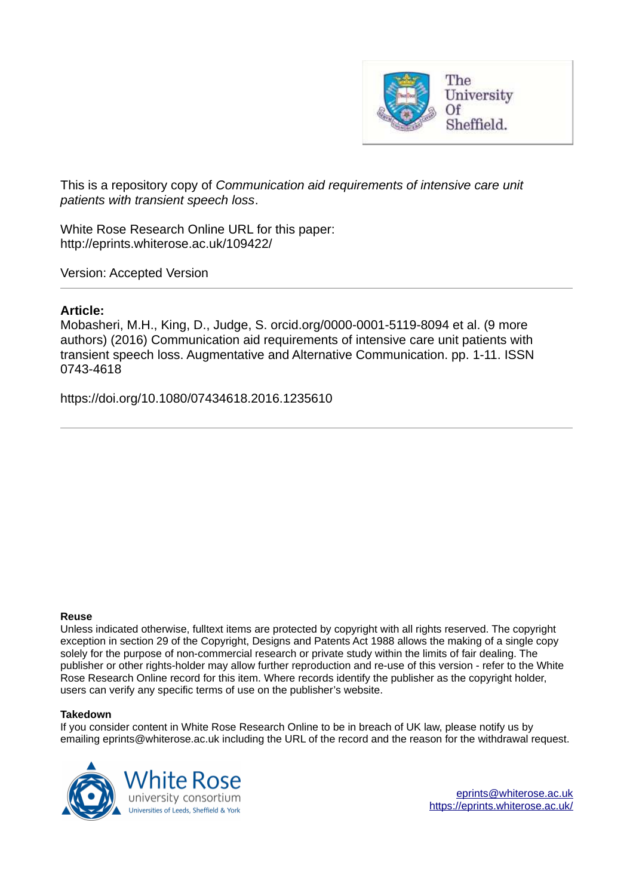This is a repository copy of *Communication aid requirements of intensive care unit patients with transient speech loss*.

White Rose Research Online URL for this paper:
http://eprints.whiterose.ac.uk/109422/

Version: Accepted Version

---

**Article:**

Mobasheri, M.H., King, D., Judge, S. orcid.org/0000-0001-5119-8094 et al. (9 more authors) (2016) Communication aid requirements of intensive care unit patients with transient speech loss. Augmentative and Alternative Communication. pp. 1-11. ISSN 0743-4618

https://doi.org/10.1080/07434618.2016.1235610

---

**Reuse**

Unless indicated otherwise, fulltext items are protected by copyright with all rights reserved. The copyright exception in section 29 of the Copyright, Designs and Patents Act 1988 allows the making of a single copy solely for the purpose of non-commercial research or private study within the limits of fair dealing. The publisher or other rights-holder may allow further reproduction and re-use of this version - refer to the White Rose Research Online record for this item. Where records identify the publisher as the copyright holder, users can verify any specific terms of use on the publisher's website.

**Takedown**

If you consider content in White Rose Research Online to be in breach of UK law, please notify us by emailing eprints@whiterose.ac.uk including the URL of the record and the reason for the withdrawal request.

White Rose university consortium
Universities of Leeds, Sheffield & York

eprints@whiterose.ac.uk
https://eprints.whiterose.ac.uk/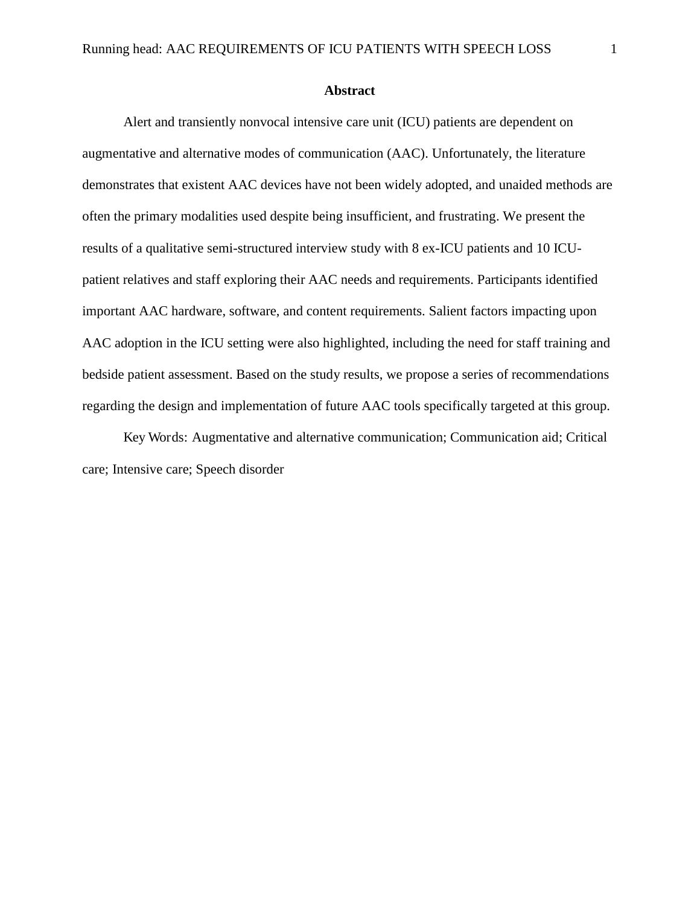## Abstract

Alert and transiently nonvocal intensive care unit (ICU) patients are dependent on augmentative and alternative modes of communication (AAC). Unfortunately, the literature demonstrates that existent AAC devices have not been widely adopted, and unaided methods are often the primary modalities used despite being insufficient, and frustrating. We present the results of a qualitative semi-structured interview study with 8 ex-ICU patients and 10 ICU-patient relatives and staff exploring their AAC needs and requirements. Participants identified important AAC hardware, software, and content requirements. Salient factors impacting upon AAC adoption in the ICU setting were also highlighted, including the need for staff training and bedside patient assessment. Based on the study results, we propose a series of recommendations regarding the design and implementation of future AAC tools specifically targeted at this group.

Key Words: Augmentative and alternative communication; Communication aid; Critical care; Intensive care; Speech disorder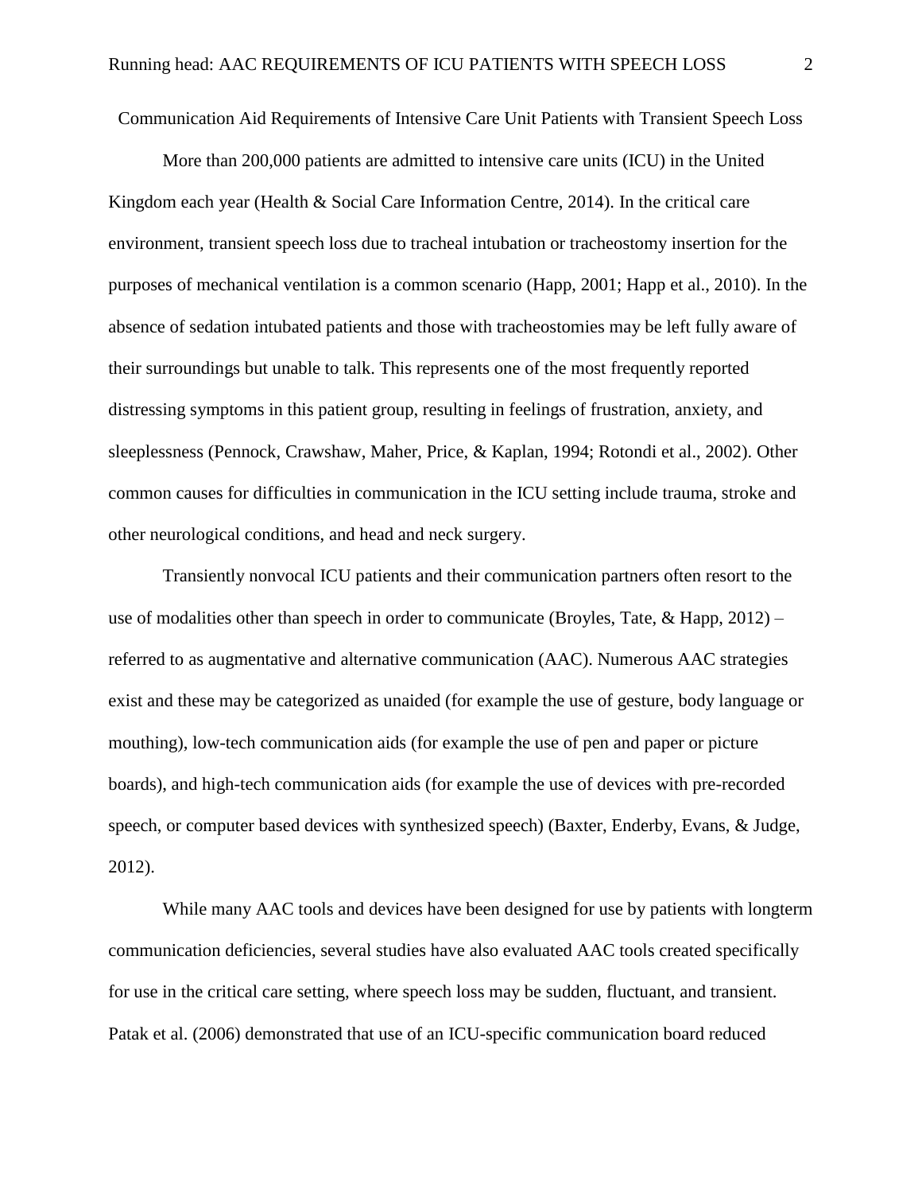# Communication Aid Requirements of Intensive Care Unit Patients with Transient Speech Loss

More than 200,000 patients are admitted to intensive care units (ICU) in the United Kingdom each year (Health & Social Care Information Centre, 2014). In the critical care environment, transient speech loss due to tracheal intubation or tracheostomy insertion for the purposes of mechanical ventilation is a common scenario (Happ, 2001; Happ et al., 2010). In the absence of sedation intubated patients and those with tracheostomies may be left fully aware of their surroundings but unable to talk. This represents one of the most frequently reported distressing symptoms in this patient group, resulting in feelings of frustration, anxiety, and sleeplessness (Pennock, Crawshaw, Maher, Price, & Kaplan, 1994; Rotondi et al., 2002). Other common causes for difficulties in communication in the ICU setting include trauma, stroke and other neurological conditions, and head and neck surgery.

Transiently nonvocal ICU patients and their communication partners often resort to the use of modalities other than speech in order to communicate (Broyles, Tate, & Happ, 2012) – referred to as augmentative and alternative communication (AAC). Numerous AAC strategies exist and these may be categorized as unaided (for example the use of gesture, body language or mouthing), low-tech communication aids (for example the use of pen and paper or picture boards), and high-tech communication aids (for example the use of devices with pre-recorded speech, or computer based devices with synthesized speech) (Baxter, Enderby, Evans, & Judge, 2012).

While many AAC tools and devices have been designed for use by patients with longterm communication deficiencies, several studies have also evaluated AAC tools created specifically for use in the critical care setting, where speech loss may be sudden, fluctuant, and transient. Patak et al. (2006) demonstrated that use of an ICU-specific communication board reduced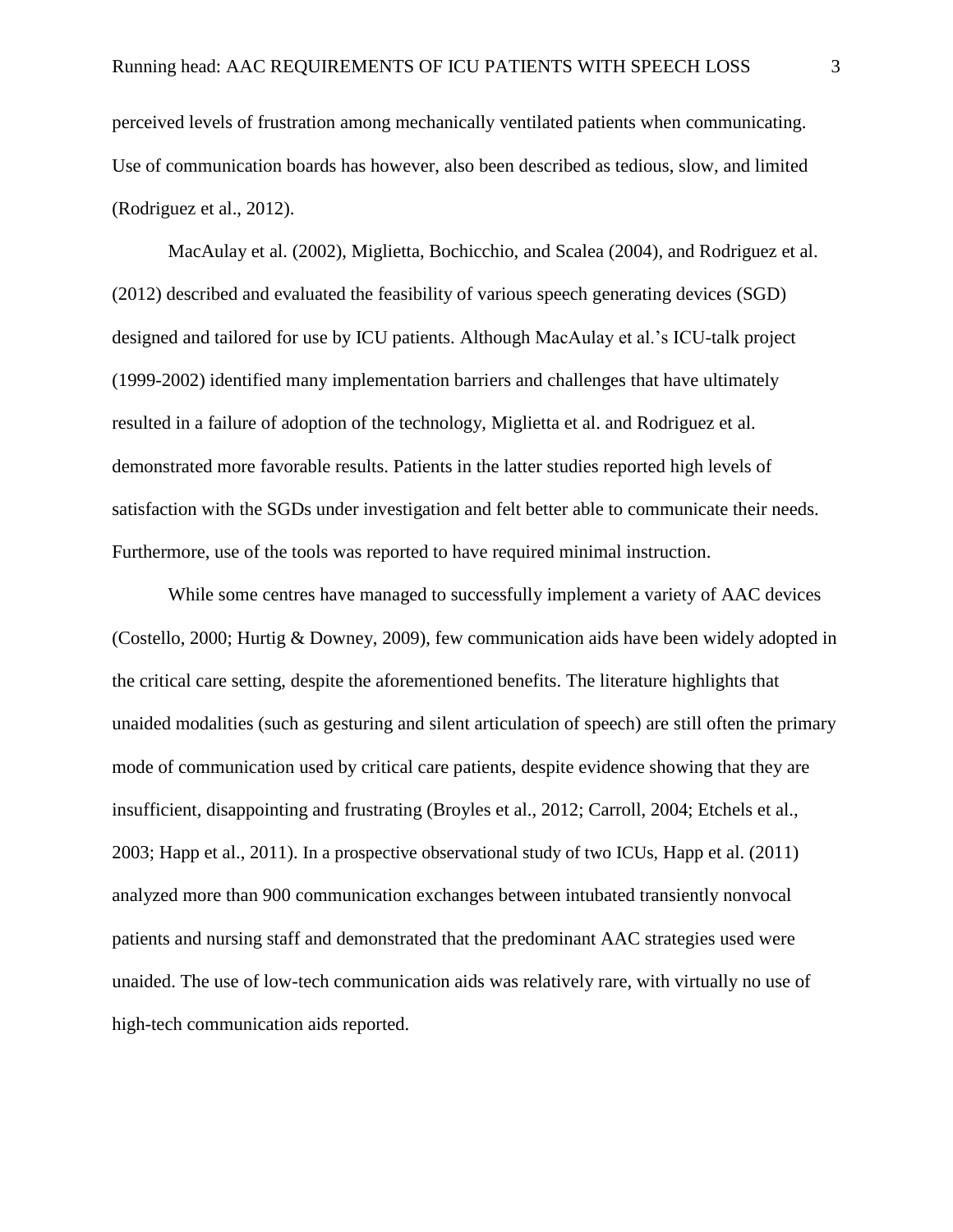perceived levels of frustration among mechanically ventilated patients when communicating. Use of communication boards has however, also been described as tedious, slow, and limited (Rodriguez et al., 2012).

MacAulay et al. (2002), Miglietta, Bochicchio, and Scalea (2004), and Rodriguez et al. (2012) described and evaluated the feasibility of various speech generating devices (SGD) designed and tailored for use by ICU patients. Although MacAulay et al.'s ICU-talk project (1999-2002) identified many implementation barriers and challenges that have ultimately resulted in a failure of adoption of the technology, Miglietta et al. and Rodriguez et al. demonstrated more favorable results. Patients in the latter studies reported high levels of satisfaction with the SGDs under investigation and felt better able to communicate their needs. Furthermore, use of the tools was reported to have required minimal instruction.

While some centres have managed to successfully implement a variety of AAC devices (Costello, 2000; Hurtig & Downey, 2009), few communication aids have been widely adopted in the critical care setting, despite the aforementioned benefits. The literature highlights that unaided modalities (such as gesturing and silent articulation of speech) are still often the primary mode of communication used by critical care patients, despite evidence showing that they are insufficient, disappointing and frustrating (Broyles et al., 2012; Carroll, 2004; Etchels et al., 2003; Happ et al., 2011). In a prospective observational study of two ICUs, Happ et al. (2011) analyzed more than 900 communication exchanges between intubated transiently nonvocal patients and nursing staff and demonstrated that the predominant AAC strategies used were unaided. The use of low-tech communication aids was relatively rare, with virtually no use of high-tech communication aids reported.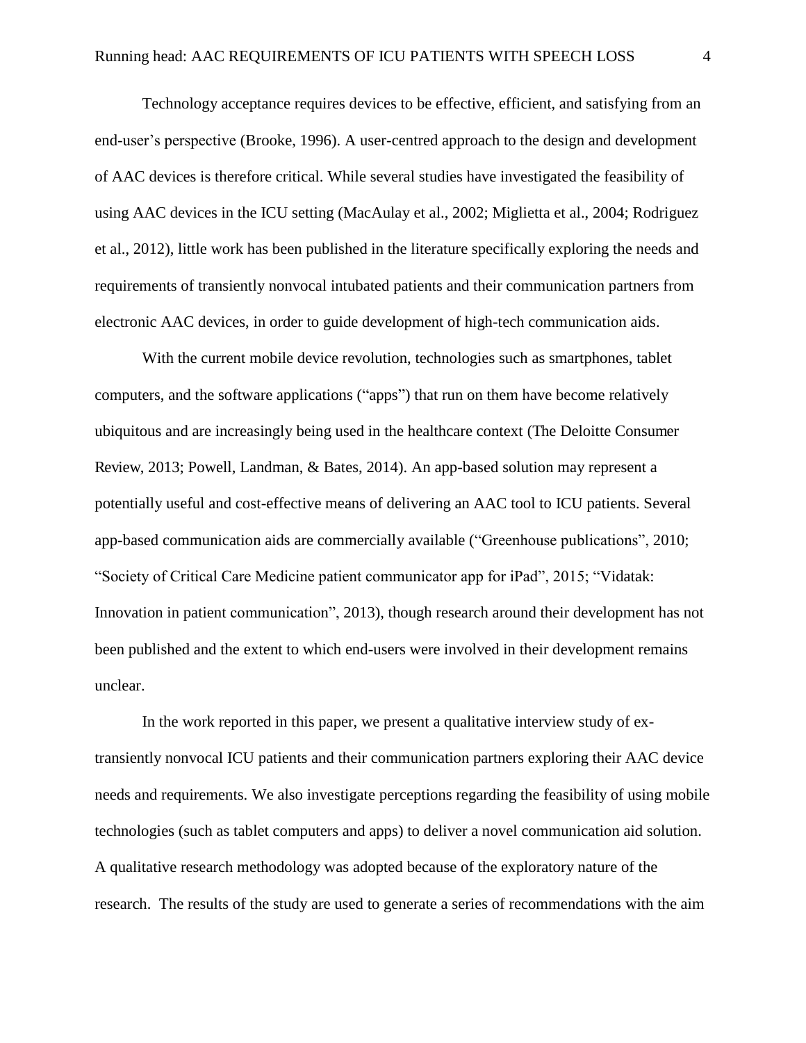Technology acceptance requires devices to be effective, efficient, and satisfying from an end-user's perspective (Brooke, 1996). A user-centred approach to the design and development of AAC devices is therefore critical. While several studies have investigated the feasibility of using AAC devices in the ICU setting (MacAulay et al., 2002; Miglietta et al., 2004; Rodriguez et al., 2012), little work has been published in the literature specifically exploring the needs and requirements of transiently nonvocal intubated patients and their communication partners from electronic AAC devices, in order to guide development of high-tech communication aids.

With the current mobile device revolution, technologies such as smartphones, tablet computers, and the software applications ("apps") that run on them have become relatively ubiquitous and are increasingly being used in the healthcare context (The Deloitte Consumer Review, 2013; Powell, Landman, & Bates, 2014). An app-based solution may represent a potentially useful and cost-effective means of delivering an AAC tool to ICU patients. Several app-based communication aids are commercially available ("Greenhouse publications", 2010; "Society of Critical Care Medicine patient communicator app for iPad", 2015; "Vidatak: Innovation in patient communication", 2013), though research around their development has not been published and the extent to which end-users were involved in their development remains unclear.

In the work reported in this paper, we present a qualitative interview study of ex-transiently nonvocal ICU patients and their communication partners exploring their AAC device needs and requirements. We also investigate perceptions regarding the feasibility of using mobile technologies (such as tablet computers and apps) to deliver a novel communication aid solution. A qualitative research methodology was adopted because of the exploratory nature of the research. The results of the study are used to generate a series of recommendations with the aim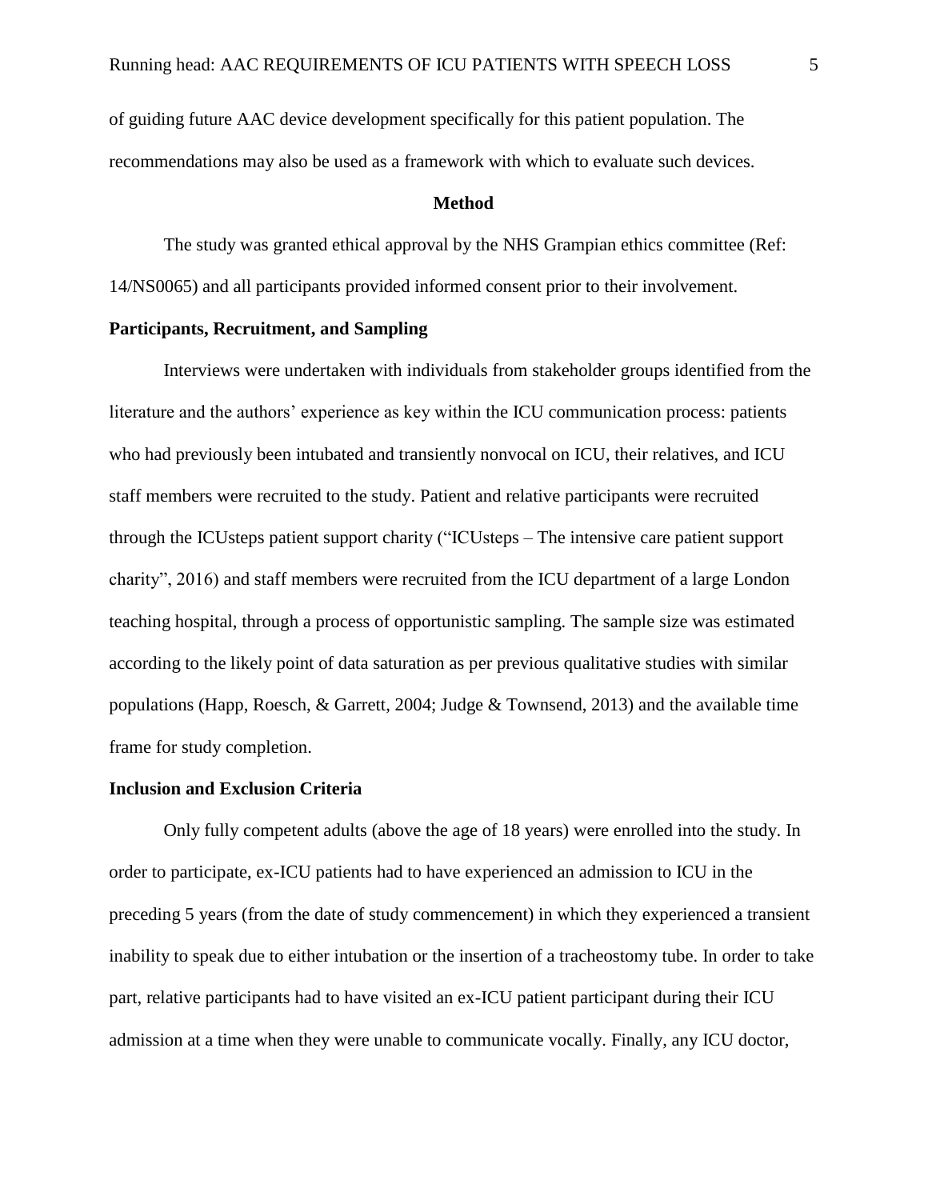of guiding future AAC device development specifically for this patient population. The recommendations may also be used as a framework with which to evaluate such devices.

## Method

The study was granted ethical approval by the NHS Grampian ethics committee (Ref: 14/NS0065) and all participants provided informed consent prior to their involvement.

### Participants, Recruitment, and Sampling

Interviews were undertaken with individuals from stakeholder groups identified from the literature and the authors' experience as key within the ICU communication process: patients who had previously been intubated and transiently nonvocal on ICU, their relatives, and ICU staff members were recruited to the study. Patient and relative participants were recruited through the ICUsteps patient support charity ("ICUsteps – The intensive care patient support charity", 2016) and staff members were recruited from the ICU department of a large London teaching hospital, through a process of opportunistic sampling. The sample size was estimated according to the likely point of data saturation as per previous qualitative studies with similar populations (Happ, Roesch, & Garrett, 2004; Judge & Townsend, 2013) and the available time frame for study completion.

### Inclusion and Exclusion Criteria

Only fully competent adults (above the age of 18 years) were enrolled into the study. In order to participate, ex-ICU patients had to have experienced an admission to ICU in the preceding 5 years (from the date of study commencement) in which they experienced a transient inability to speak due to either intubation or the insertion of a tracheostomy tube. In order to take part, relative participants had to have visited an ex-ICU patient participant during their ICU admission at a time when they were unable to communicate vocally. Finally, any ICU doctor,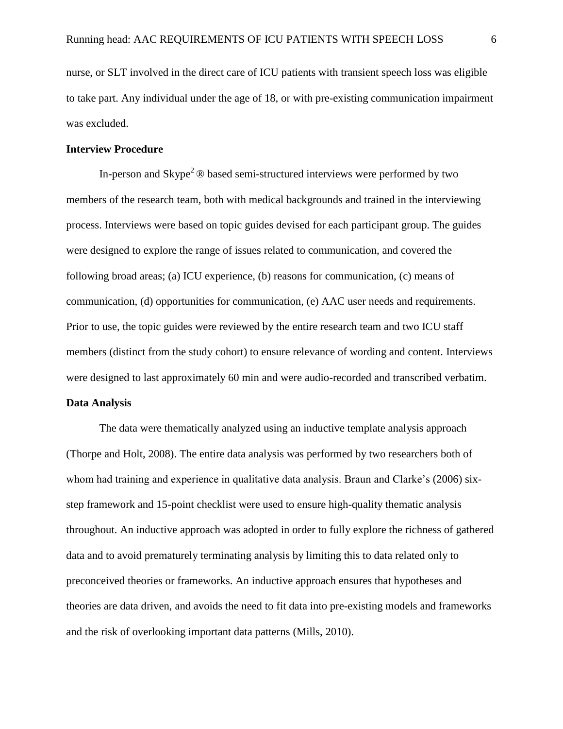nurse, or SLT involved in the direct care of ICU patients with transient speech loss was eligible to take part. Any individual under the age of 18, or with pre-existing communication impairment was excluded.

**Interview Procedure**

In-person and Skype[2] ® based semi-structured interviews were performed by two members of the research team, both with medical backgrounds and trained in the interviewing process. Interviews were based on topic guides devised for each participant group. The guides were designed to explore the range of issues related to communication, and covered the following broad areas; (a) ICU experience, (b) reasons for communication, (c) means of communication, (d) opportunities for communication, (e) AAC user needs and requirements. Prior to use, the topic guides were reviewed by the entire research team and two ICU staff members (distinct from the study cohort) to ensure relevance of wording and content. Interviews were designed to last approximately 60 min and were audio-recorded and transcribed verbatim.

**Data Analysis**

The data were thematically analyzed using an inductive template analysis approach (Thorpe and Holt, 2008). The entire data analysis was performed by two researchers both of whom had training and experience in qualitative data analysis. Braun and Clarke's (2006) six-step framework and 15-point checklist were used to ensure high-quality thematic analysis throughout. An inductive approach was adopted in order to fully explore the richness of gathered data and to avoid prematurely terminating analysis by limiting this to data related only to preconceived theories or frameworks. An inductive approach ensures that hypotheses and theories are data driven, and avoids the need to fit data into pre-existing models and frameworks and the risk of overlooking important data patterns (Mills, 2010).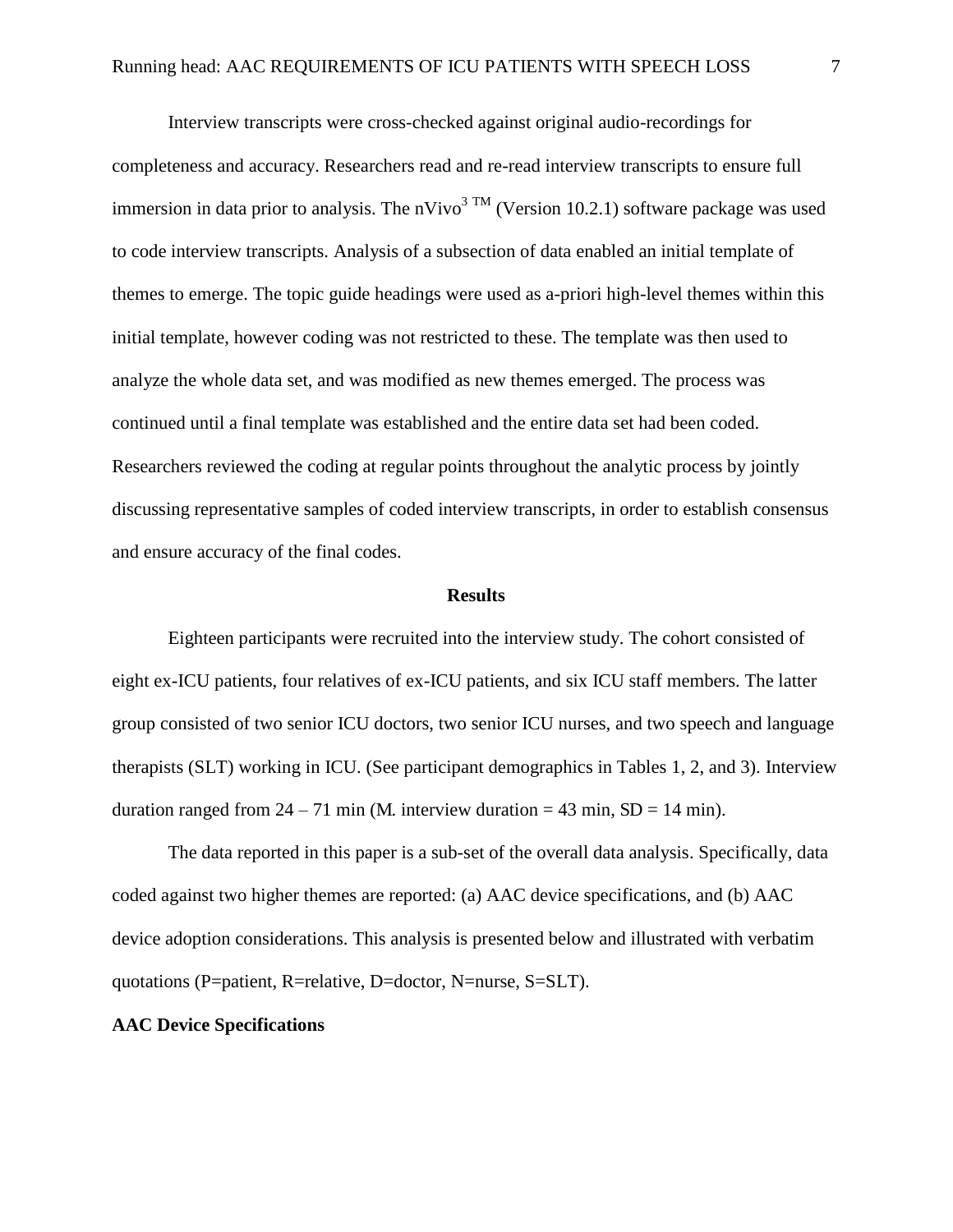Interview transcripts were cross-checked against original audio-recordings for completeness and accuracy. Researchers read and re-read interview transcripts to ensure full immersion in data prior to analysis. The nVivo[3] ™ (Version 10.2.1) software package was used to code interview transcripts. Analysis of a subsection of data enabled an initial template of themes to emerge. The topic guide headings were used as a-priori high-level themes within this initial template, however coding was not restricted to these. The template was then used to analyze the whole data set, and was modified as new themes emerged. The process was continued until a final template was established and the entire data set had been coded. Researchers reviewed the coding at regular points throughout the analytic process by jointly discussing representative samples of coded interview transcripts, in order to establish consensus and ensure accuracy of the final codes.

## Results

Eighteen participants were recruited into the interview study. The cohort consisted of eight ex-ICU patients, four relatives of ex-ICU patients, and six ICU staff members. The latter group consisted of two senior ICU doctors, two senior ICU nurses, and two speech and language therapists (SLT) working in ICU. (See participant demographics in Tables 1, 2, and 3). Interview duration ranged from 24 – 71 min (M. interview duration = 43 min, SD = 14 min).

The data reported in this paper is a sub-set of the overall data analysis. Specifically, data coded against two higher themes are reported: (a) AAC device specifications, and (b) AAC device adoption considerations. This analysis is presented below and illustrated with verbatim quotations (P=patient, R=relative, D=doctor, N=nurse, S=SLT).

### AAC Device Specifications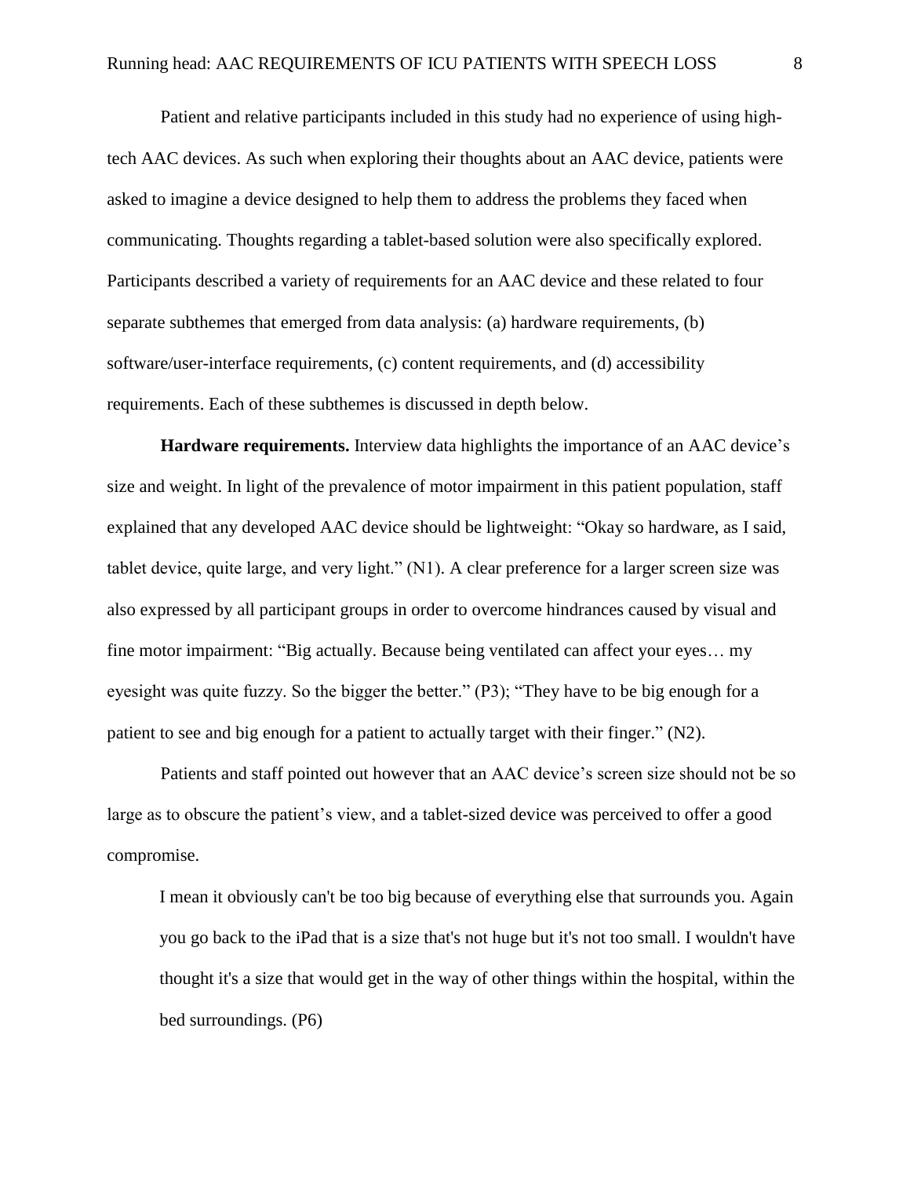Patient and relative participants included in this study had no experience of using high-tech AAC devices. As such when exploring their thoughts about an AAC device, patients were asked to imagine a device designed to help them to address the problems they faced when communicating. Thoughts regarding a tablet-based solution were also specifically explored. Participants described a variety of requirements for an AAC device and these related to four separate subthemes that emerged from data analysis: (a) hardware requirements, (b) software/user-interface requirements, (c) content requirements, and (d) accessibility requirements. Each of these subthemes is discussed in depth below.

**Hardware requirements.** Interview data highlights the importance of an AAC device's size and weight. In light of the prevalence of motor impairment in this patient population, staff explained that any developed AAC device should be lightweight: "Okay so hardware, as I said, tablet device, quite large, and very light." (N1). A clear preference for a larger screen size was also expressed by all participant groups in order to overcome hindrances caused by visual and fine motor impairment: "Big actually. Because being ventilated can affect your eyes… my eyesight was quite fuzzy. So the bigger the better." (P3); "They have to be big enough for a patient to see and big enough for a patient to actually target with their finger." (N2).

Patients and staff pointed out however that an AAC device's screen size should not be so large as to obscure the patient's view, and a tablet-sized device was perceived to offer a good compromise.

> I mean it obviously can't be too big because of everything else that surrounds you. Again you go back to the iPad that is a size that's not huge but it's not too small. I wouldn't have thought it's a size that would get in the way of other things within the hospital, within the bed surroundings. (P6)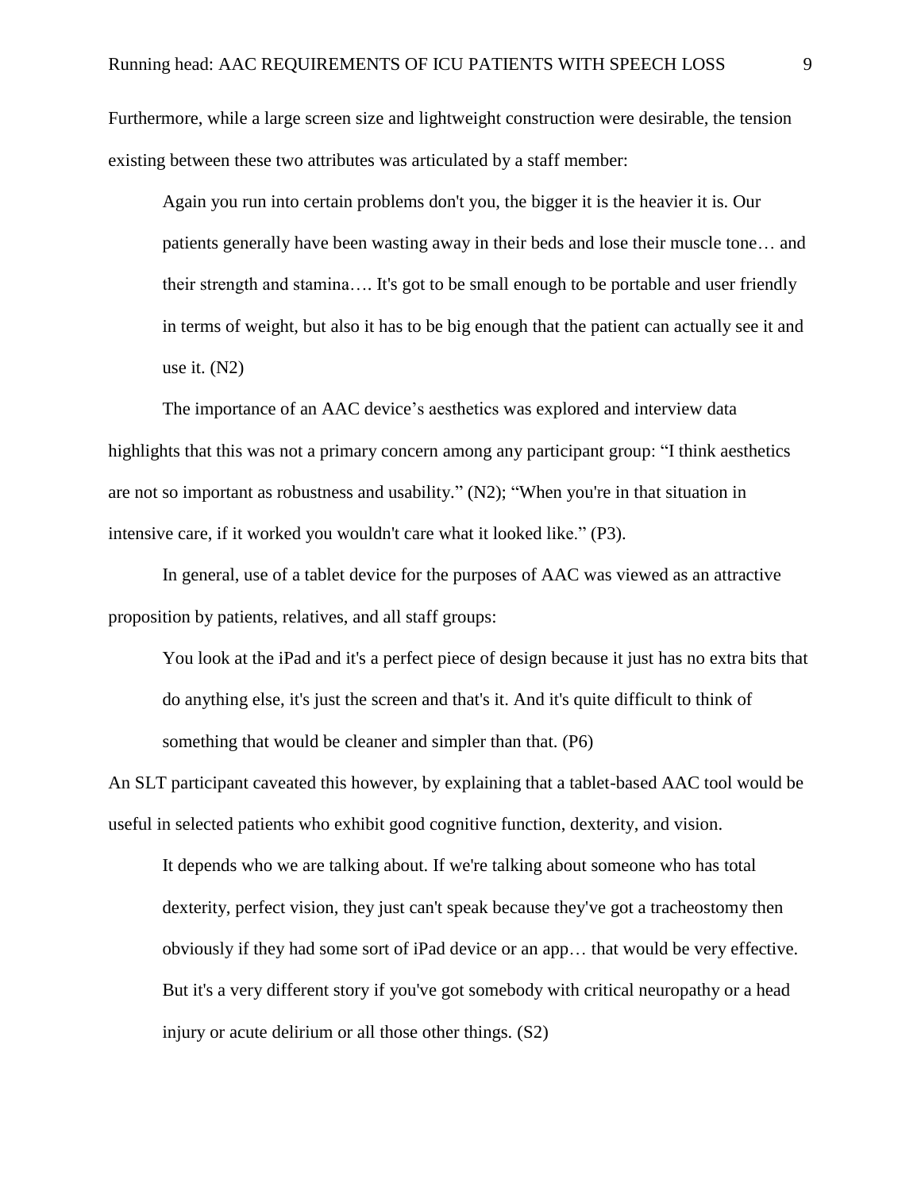Furthermore, while a large screen size and lightweight construction were desirable, the tension existing between these two attributes was articulated by a staff member:

> Again you run into certain problems don't you, the bigger it is the heavier it is. Our patients generally have been wasting away in their beds and lose their muscle tone… and their strength and stamina…. It's got to be small enough to be portable and user friendly in terms of weight, but also it has to be big enough that the patient can actually see it and use it. (N2)

The importance of an AAC device's aesthetics was explored and interview data highlights that this was not a primary concern among any participant group: "I think aesthetics are not so important as robustness and usability." (N2); "When you're in that situation in intensive care, if it worked you wouldn't care what it looked like." (P3).

In general, use of a tablet device for the purposes of AAC was viewed as an attractive proposition by patients, relatives, and all staff groups:

> You look at the iPad and it's a perfect piece of design because it just has no extra bits that do anything else, it's just the screen and that's it. And it's quite difficult to think of something that would be cleaner and simpler than that. (P6)

An SLT participant caveated this however, by explaining that a tablet-based AAC tool would be useful in selected patients who exhibit good cognitive function, dexterity, and vision.

> It depends who we are talking about. If we're talking about someone who has total dexterity, perfect vision, they just can't speak because they've got a tracheostomy then obviously if they had some sort of iPad device or an app… that would be very effective. But it's a very different story if you've got somebody with critical neuropathy or a head injury or acute delirium or all those other things. (S2)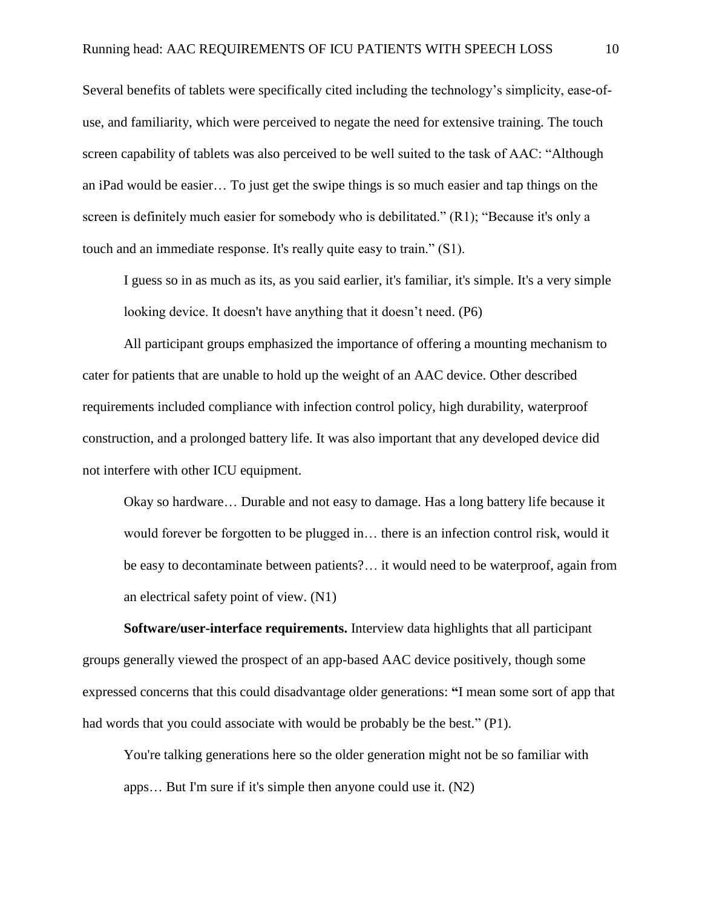Several benefits of tablets were specifically cited including the technology's simplicity, ease-of-use, and familiarity, which were perceived to negate the need for extensive training. The touch screen capability of tablets was also perceived to be well suited to the task of AAC: "Although an iPad would be easier… To just get the swipe things is so much easier and tap things on the screen is definitely much easier for somebody who is debilitated." (R1); "Because it's only a touch and an immediate response. It's really quite easy to train." (S1).

> I guess so in as much as its, as you said earlier, it's familiar, it's simple. It's a very simple looking device. It doesn't have anything that it doesn't need. (P6)

All participant groups emphasized the importance of offering a mounting mechanism to cater for patients that are unable to hold up the weight of an AAC device. Other described requirements included compliance with infection control policy, high durability, waterproof construction, and a prolonged battery life. It was also important that any developed device did not interfere with other ICU equipment.

> Okay so hardware… Durable and not easy to damage. Has a long battery life because it would forever be forgotten to be plugged in… there is an infection control risk, would it be easy to decontaminate between patients?… it would need to be waterproof, again from an electrical safety point of view. (N1)

**Software/user-interface requirements.** Interview data highlights that all participant groups generally viewed the prospect of an app-based AAC device positively, though some expressed concerns that this could disadvantage older generations: **"**I mean some sort of app that had words that you could associate with would be probably be the best." (P1).

> You're talking generations here so the older generation might not be so familiar with apps… But I'm sure if it's simple then anyone could use it. (N2)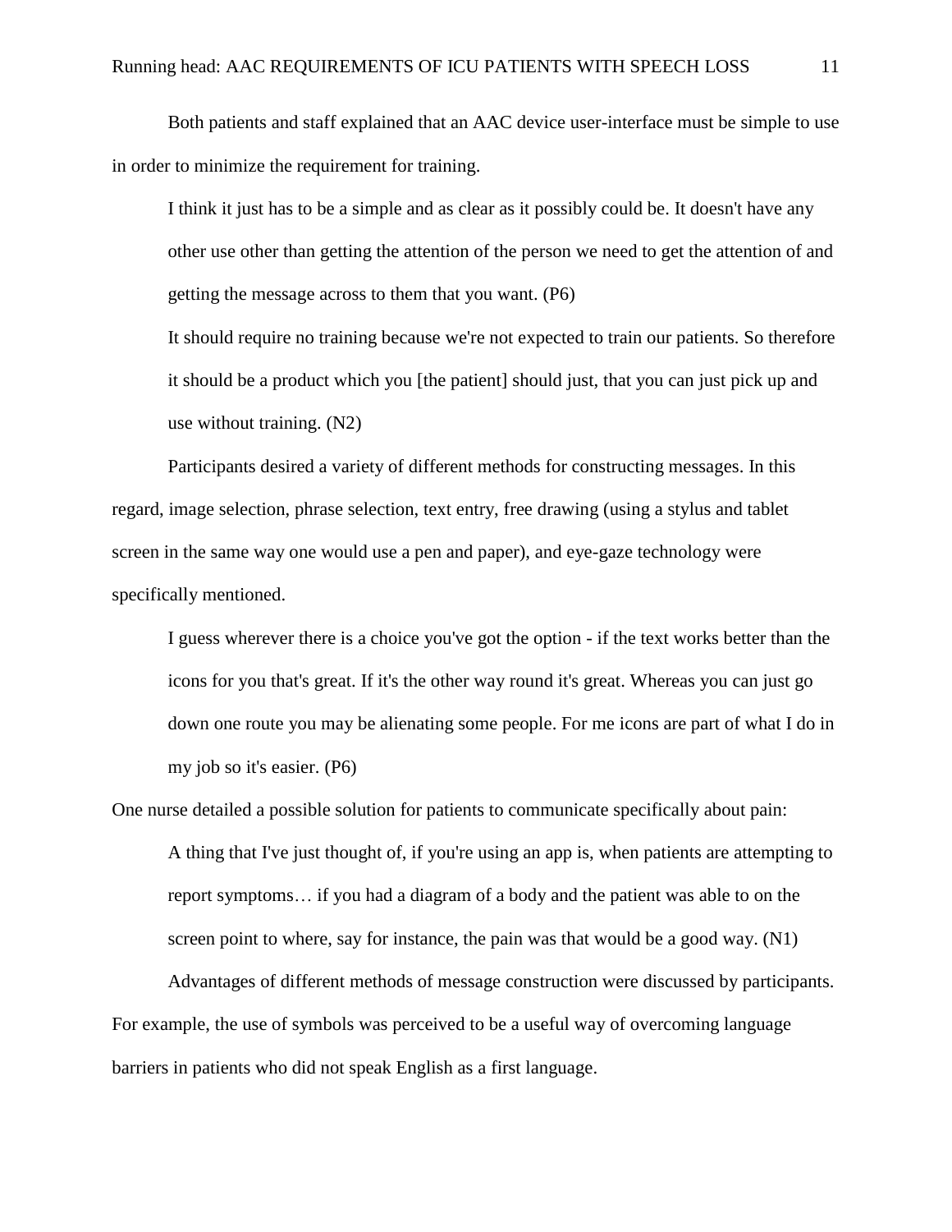Both patients and staff explained that an AAC device user-interface must be simple to use in order to minimize the requirement for training.

> I think it just has to be a simple and as clear as it possibly could be. It doesn't have any other use other than getting the attention of the person we need to get the attention of and getting the message across to them that you want. (P6)

> It should require no training because we're not expected to train our patients. So therefore it should be a product which you [the patient] should just, that you can just pick up and use without training. (N2)

Participants desired a variety of different methods for constructing messages. In this regard, image selection, phrase selection, text entry, free drawing (using a stylus and tablet screen in the same way one would use a pen and paper), and eye-gaze technology were specifically mentioned.

> I guess wherever there is a choice you've got the option - if the text works better than the icons for you that's great. If it's the other way round it's great. Whereas you can just go down one route you may be alienating some people. For me icons are part of what I do in my job so it's easier. (P6)

One nurse detailed a possible solution for patients to communicate specifically about pain:

> A thing that I've just thought of, if you're using an app is, when patients are attempting to report symptoms… if you had a diagram of a body and the patient was able to on the screen point to where, say for instance, the pain was that would be a good way. (N1)

Advantages of different methods of message construction were discussed by participants. For example, the use of symbols was perceived to be a useful way of overcoming language barriers in patients who did not speak English as a first language.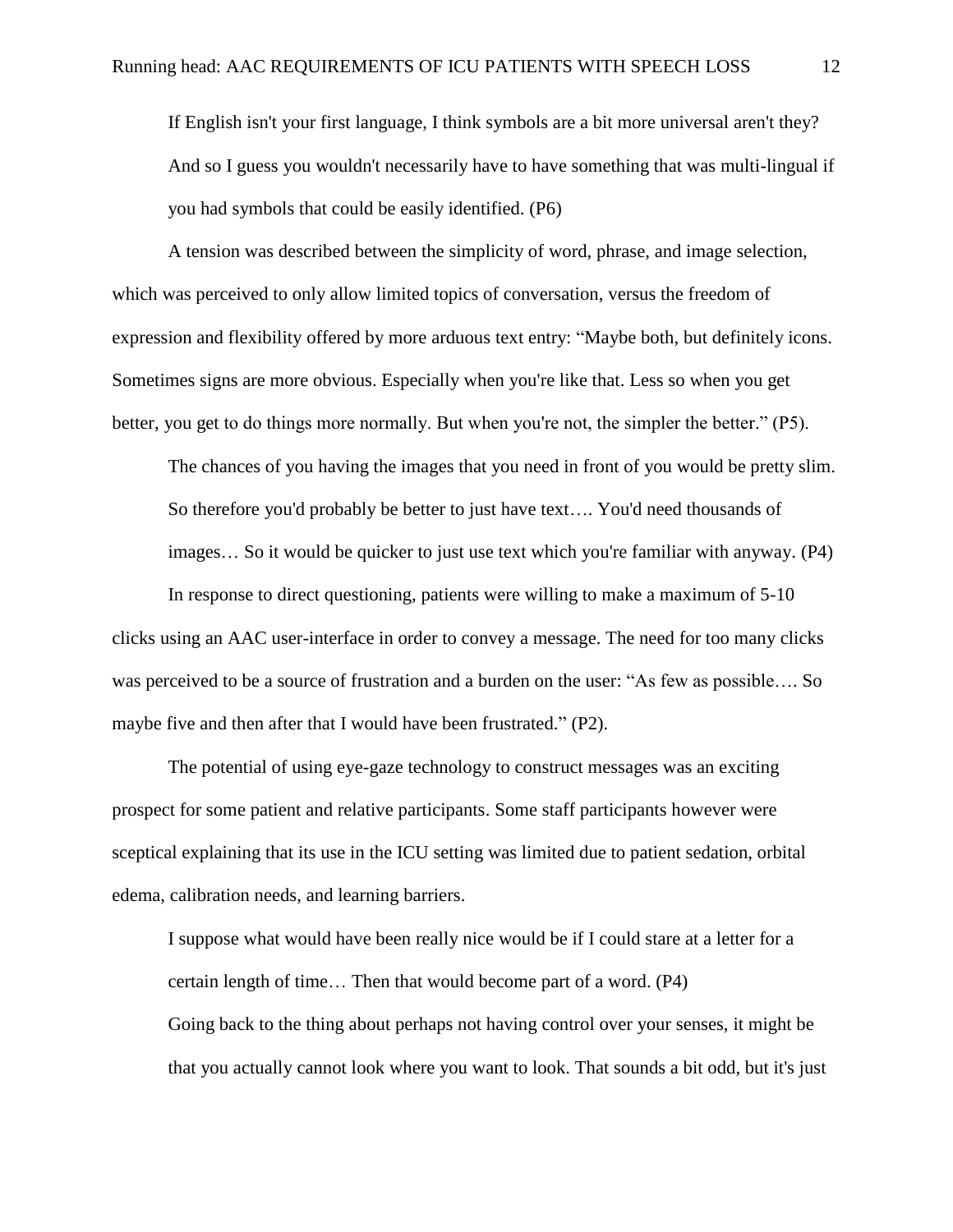> If English isn't your first language, I think symbols are a bit more universal aren't they? And so I guess you wouldn't necessarily have to have something that was multi-lingual if you had symbols that could be easily identified. (P6)

A tension was described between the simplicity of word, phrase, and image selection, which was perceived to only allow limited topics of conversation, versus the freedom of expression and flexibility offered by more arduous text entry: “Maybe both, but definitely icons. Sometimes signs are more obvious. Especially when you're like that. Less so when you get better, you get to do things more normally. But when you're not, the simpler the better.” (P5).

> The chances of you having the images that you need in front of you would be pretty slim. So therefore you'd probably be better to just have text…. You'd need thousands of images… So it would be quicker to just use text which you're familiar with anyway. (P4)

In response to direct questioning, patients were willing to make a maximum of 5-10 clicks using an AAC user-interface in order to convey a message. The need for too many clicks was perceived to be a source of frustration and a burden on the user: “As few as possible…. So maybe five and then after that I would have been frustrated.” (P2).

The potential of using eye-gaze technology to construct messages was an exciting prospect for some patient and relative participants. Some staff participants however were sceptical explaining that its use in the ICU setting was limited due to patient sedation, orbital edema, calibration needs, and learning barriers.

> I suppose what would have been really nice would be if I could stare at a letter for a certain length of time… Then that would become part of a word. (P4)

> Going back to the thing about perhaps not having control over your senses, it might be that you actually cannot look where you want to look. That sounds a bit odd, but it's just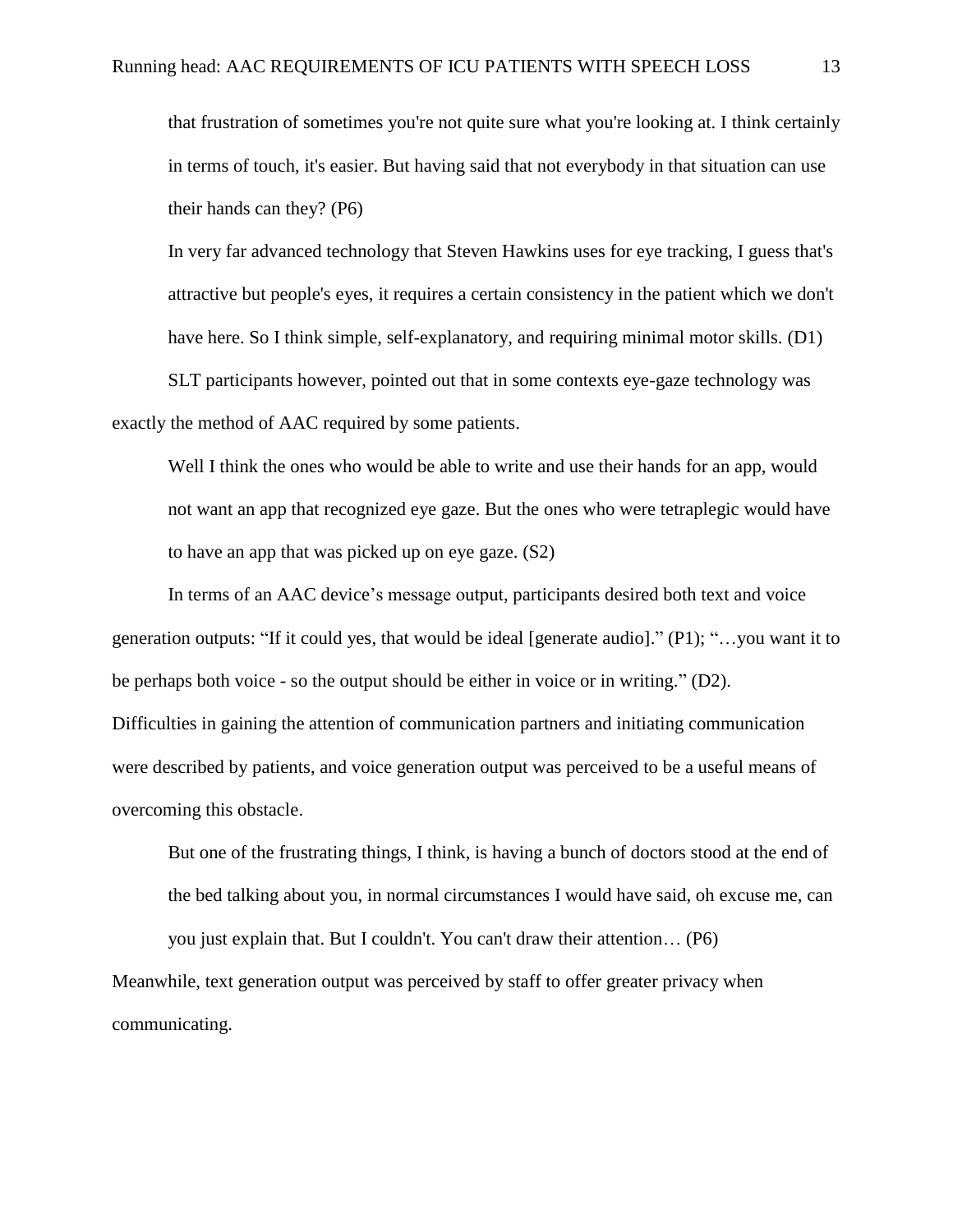> that frustration of sometimes you're not quite sure what you're looking at. I think certainly in terms of touch, it's easier. But having said that not everybody in that situation can use their hands can they? (P6)

> In very far advanced technology that Steven Hawkins uses for eye tracking, I guess that's attractive but people's eyes, it requires a certain consistency in the patient which we don't have here. So I think simple, self-explanatory, and requiring minimal motor skills. (D1)

SLT participants however, pointed out that in some contexts eye-gaze technology was exactly the method of AAC required by some patients.

> Well I think the ones who would be able to write and use their hands for an app, would not want an app that recognized eye gaze. But the ones who were tetraplegic would have to have an app that was picked up on eye gaze. (S2)

In terms of an AAC device's message output, participants desired both text and voice generation outputs: "If it could yes, that would be ideal [generate audio]." (P1); "…you want it to be perhaps both voice - so the output should be either in voice or in writing." (D2). Difficulties in gaining the attention of communication partners and initiating communication were described by patients, and voice generation output was perceived to be a useful means of overcoming this obstacle.

> But one of the frustrating things, I think, is having a bunch of doctors stood at the end of the bed talking about you, in normal circumstances I would have said, oh excuse me, can you just explain that. But I couldn't. You can't draw their attention… (P6)

Meanwhile, text generation output was perceived by staff to offer greater privacy when communicating.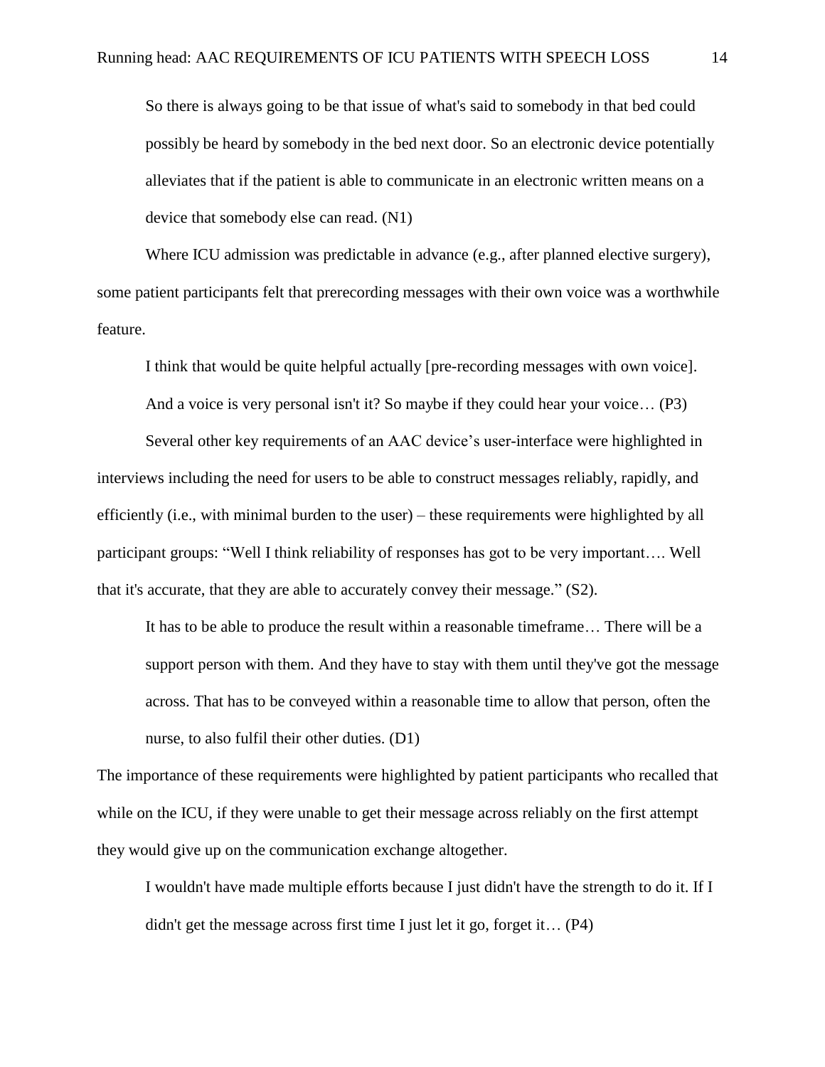> So there is always going to be that issue of what's said to somebody in that bed could possibly be heard by somebody in the bed next door. So an electronic device potentially alleviates that if the patient is able to communicate in an electronic written means on a device that somebody else can read. (N1)

Where ICU admission was predictable in advance (e.g., after planned elective surgery), some patient participants felt that prerecording messages with their own voice was a worthwhile feature.

> I think that would be quite helpful actually [pre-recording messages with own voice]. And a voice is very personal isn't it? So maybe if they could hear your voice… (P3)

Several other key requirements of an AAC device's user-interface were highlighted in interviews including the need for users to be able to construct messages reliably, rapidly, and efficiently (i.e., with minimal burden to the user) – these requirements were highlighted by all participant groups: "Well I think reliability of responses has got to be very important…. Well that it's accurate, that they are able to accurately convey their message." (S2).

> It has to be able to produce the result within a reasonable timeframe… There will be a support person with them. And they have to stay with them until they've got the message across. That has to be conveyed within a reasonable time to allow that person, often the nurse, to also fulfil their other duties. (D1)

The importance of these requirements were highlighted by patient participants who recalled that while on the ICU, if they were unable to get their message across reliably on the first attempt they would give up on the communication exchange altogether.

> I wouldn't have made multiple efforts because I just didn't have the strength to do it. If I didn't get the message across first time I just let it go, forget it… (P4)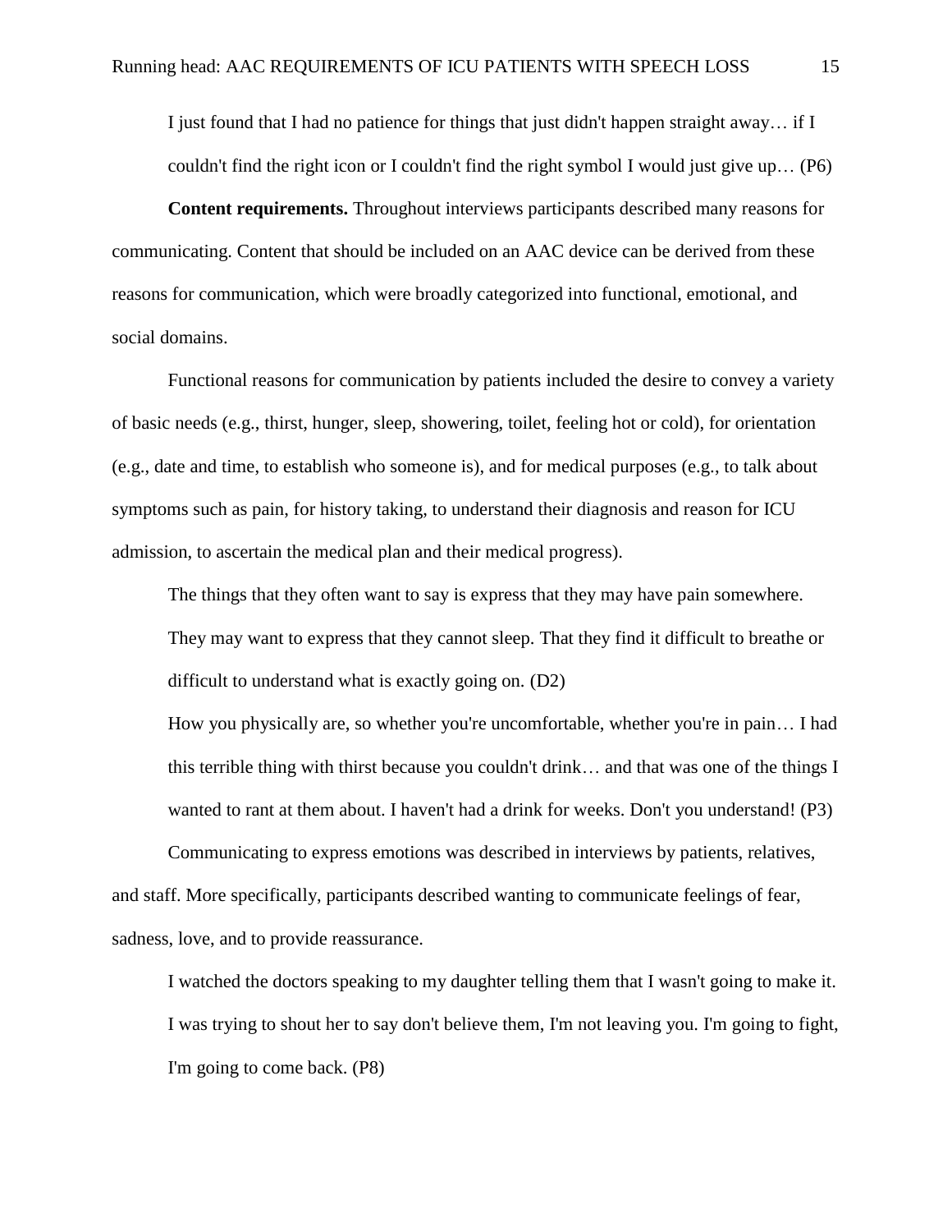> I just found that I had no patience for things that just didn't happen straight away… if I couldn't find the right icon or I couldn't find the right symbol I would just give up… (P6)

**Content requirements.** Throughout interviews participants described many reasons for communicating. Content that should be included on an AAC device can be derived from these reasons for communication, which were broadly categorized into functional, emotional, and social domains.

Functional reasons for communication by patients included the desire to convey a variety of basic needs (e.g., thirst, hunger, sleep, showering, toilet, feeling hot or cold), for orientation (e.g., date and time, to establish who someone is), and for medical purposes (e.g., to talk about symptoms such as pain, for history taking, to understand their diagnosis and reason for ICU admission, to ascertain the medical plan and their medical progress).

> The things that they often want to say is express that they may have pain somewhere. They may want to express that they cannot sleep. That they find it difficult to breathe or difficult to understand what is exactly going on. (D2)

> How you physically are, so whether you're uncomfortable, whether you're in pain… I had this terrible thing with thirst because you couldn't drink… and that was one of the things I wanted to rant at them about. I haven't had a drink for weeks. Don't you understand! (P3)

Communicating to express emotions was described in interviews by patients, relatives, and staff. More specifically, participants described wanting to communicate feelings of fear, sadness, love, and to provide reassurance.

> I watched the doctors speaking to my daughter telling them that I wasn't going to make it. I was trying to shout her to say don't believe them, I'm not leaving you. I'm going to fight, I'm going to come back. (P8)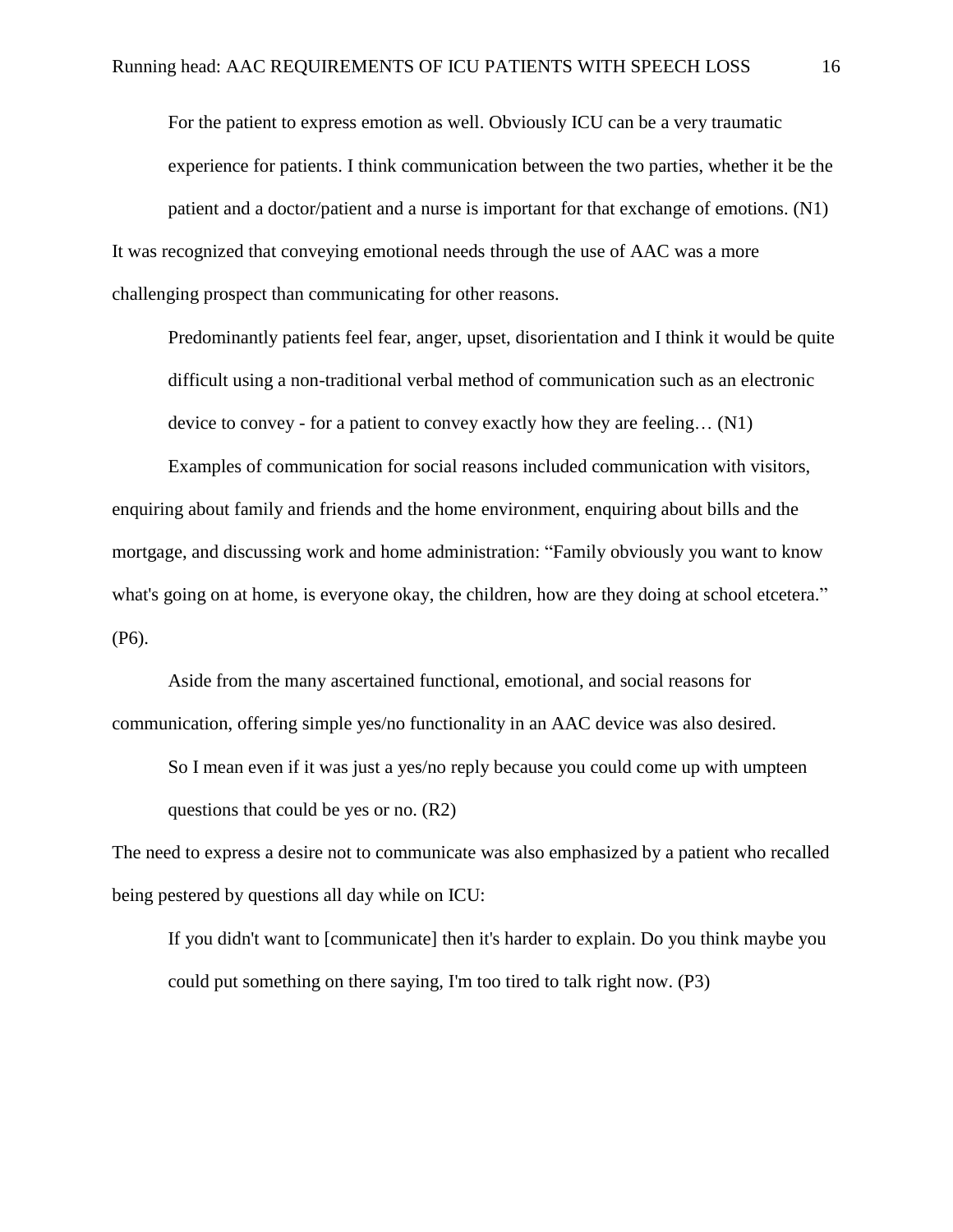> For the patient to express emotion as well. Obviously ICU can be a very traumatic experience for patients. I think communication between the two parties, whether it be the patient and a doctor/patient and a nurse is important for that exchange of emotions. (N1)

It was recognized that conveying emotional needs through the use of AAC was a more challenging prospect than communicating for other reasons.

> Predominantly patients feel fear, anger, upset, disorientation and I think it would be quite difficult using a non-traditional verbal method of communication such as an electronic device to convey - for a patient to convey exactly how they are feeling… (N1)

Examples of communication for social reasons included communication with visitors, enquiring about family and friends and the home environment, enquiring about bills and the mortgage, and discussing work and home administration: “Family obviously you want to know what's going on at home, is everyone okay, the children, how are they doing at school etcetera.” (P6).

Aside from the many ascertained functional, emotional, and social reasons for communication, offering simple yes/no functionality in an AAC device was also desired.

> So I mean even if it was just a yes/no reply because you could come up with umpteen questions that could be yes or no. (R2)

The need to express a desire not to communicate was also emphasized by a patient who recalled being pestered by questions all day while on ICU:

> If you didn't want to [communicate] then it's harder to explain. Do you think maybe you could put something on there saying, I'm too tired to talk right now. (P3)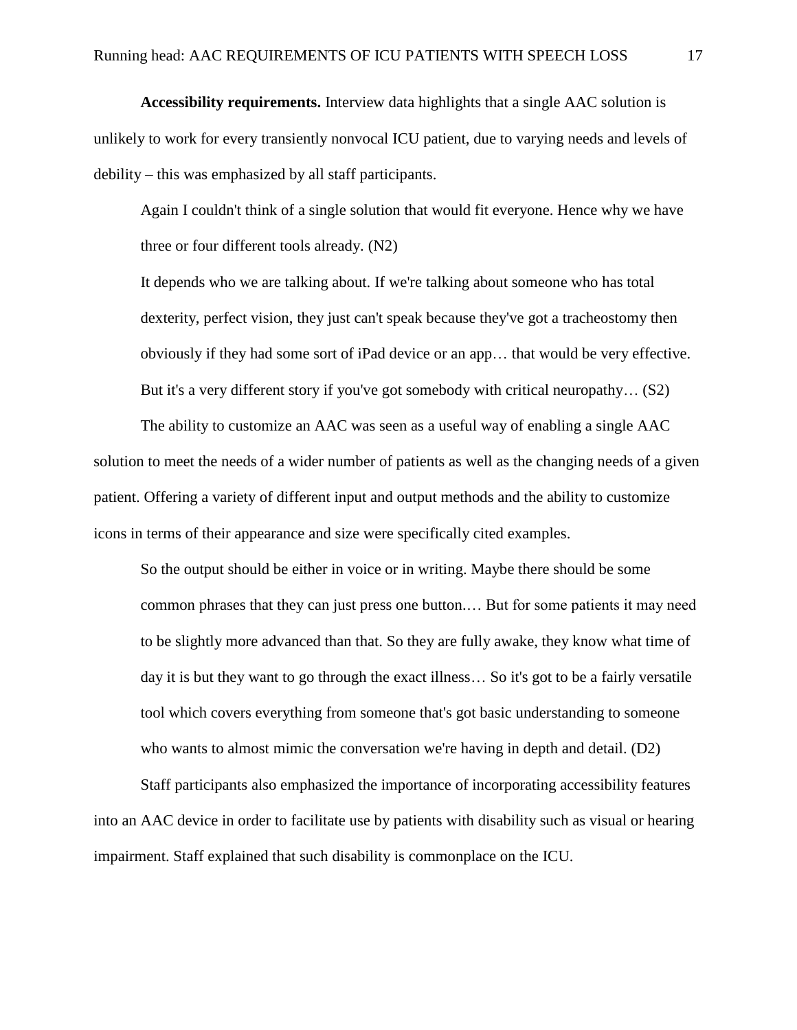**Accessibility requirements.** Interview data highlights that a single AAC solution is unlikely to work for every transiently nonvocal ICU patient, due to varying needs and levels of debility – this was emphasized by all staff participants.

> Again I couldn't think of a single solution that would fit everyone. Hence why we have three or four different tools already. (N2)
>
> It depends who we are talking about. If we're talking about someone who has total dexterity, perfect vision, they just can't speak because they've got a tracheostomy then obviously if they had some sort of iPad device or an app… that would be very effective. But it's a very different story if you've got somebody with critical neuropathy… (S2)

The ability to customize an AAC was seen as a useful way of enabling a single AAC solution to meet the needs of a wider number of patients as well as the changing needs of a given patient. Offering a variety of different input and output methods and the ability to customize icons in terms of their appearance and size were specifically cited examples.

> So the output should be either in voice or in writing. Maybe there should be some common phrases that they can just press one button.… But for some patients it may need to be slightly more advanced than that. So they are fully awake, they know what time of day it is but they want to go through the exact illness… So it's got to be a fairly versatile tool which covers everything from someone that's got basic understanding to someone who wants to almost mimic the conversation we're having in depth and detail. (D2)

Staff participants also emphasized the importance of incorporating accessibility features into an AAC device in order to facilitate use by patients with disability such as visual or hearing impairment. Staff explained that such disability is commonplace on the ICU.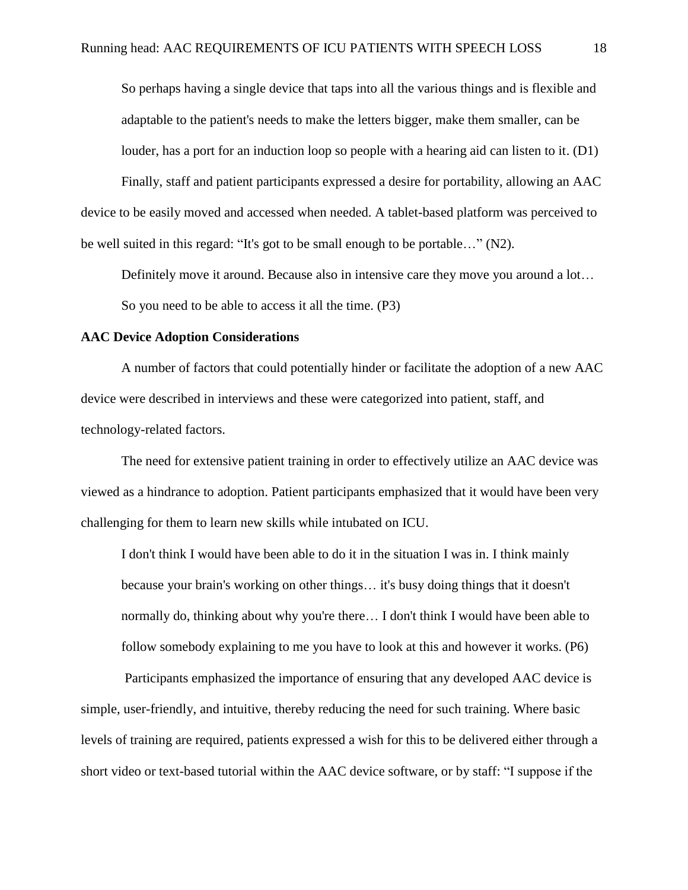> So perhaps having a single device that taps into all the various things and is flexible and adaptable to the patient's needs to make the letters bigger, make them smaller, can be louder, has a port for an induction loop so people with a hearing aid can listen to it. (D1)

Finally, staff and patient participants expressed a desire for portability, allowing an AAC device to be easily moved and accessed when needed. A tablet-based platform was perceived to be well suited in this regard: "It's got to be small enough to be portable…" (N2).

> Definitely move it around. Because also in intensive care they move you around a lot… So you need to be able to access it all the time. (P3)

**AAC Device Adoption Considerations**

A number of factors that could potentially hinder or facilitate the adoption of a new AAC device were described in interviews and these were categorized into patient, staff, and technology-related factors.

The need for extensive patient training in order to effectively utilize an AAC device was viewed as a hindrance to adoption. Patient participants emphasized that it would have been very challenging for them to learn new skills while intubated on ICU.

> I don't think I would have been able to do it in the situation I was in. I think mainly because your brain's working on other things… it's busy doing things that it doesn't normally do, thinking about why you're there… I don't think I would have been able to follow somebody explaining to me you have to look at this and however it works. (P6)

Participants emphasized the importance of ensuring that any developed AAC device is simple, user-friendly, and intuitive, thereby reducing the need for such training. Where basic levels of training are required, patients expressed a wish for this to be delivered either through a short video or text-based tutorial within the AAC device software, or by staff: "I suppose if the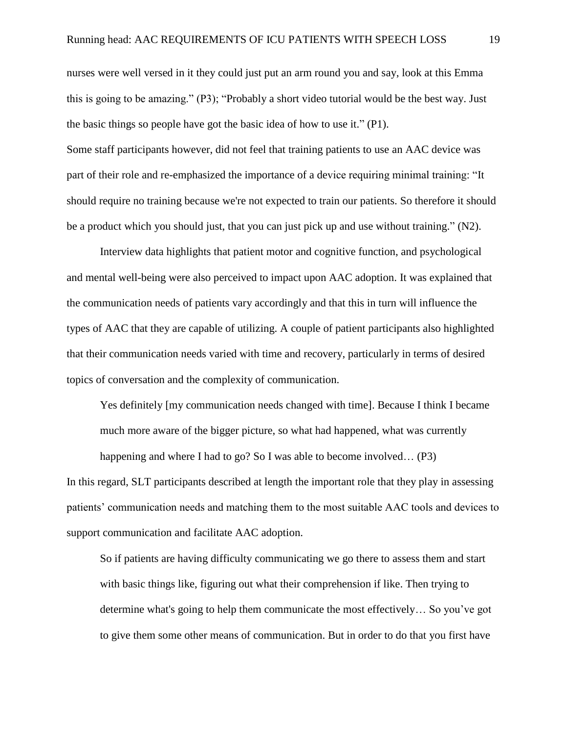nurses were well versed in it they could just put an arm round you and say, look at this Emma this is going to be amazing." (P3); "Probably a short video tutorial would be the best way. Just the basic things so people have got the basic idea of how to use it." (P1).

Some staff participants however, did not feel that training patients to use an AAC device was part of their role and re-emphasized the importance of a device requiring minimal training: "It should require no training because we're not expected to train our patients. So therefore it should be a product which you should just, that you can just pick up and use without training." (N2).

Interview data highlights that patient motor and cognitive function, and psychological and mental well-being were also perceived to impact upon AAC adoption. It was explained that the communication needs of patients vary accordingly and that this in turn will influence the types of AAC that they are capable of utilizing. A couple of patient participants also highlighted that their communication needs varied with time and recovery, particularly in terms of desired topics of conversation and the complexity of communication.

> Yes definitely [my communication needs changed with time]. Because I think I became much more aware of the bigger picture, so what had happened, what was currently happening and where I had to go? So I was able to become involved… (P3)

In this regard, SLT participants described at length the important role that they play in assessing patients' communication needs and matching them to the most suitable AAC tools and devices to support communication and facilitate AAC adoption.

> So if patients are having difficulty communicating we go there to assess them and start with basic things like, figuring out what their comprehension if like. Then trying to determine what's going to help them communicate the most effectively… So you've got to give them some other means of communication. But in order to do that you first have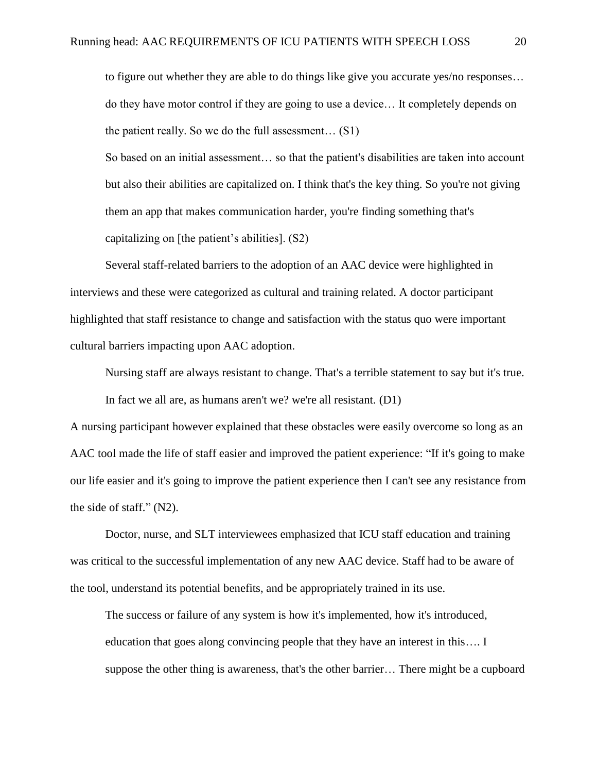> to figure out whether they are able to do things like give you accurate yes/no responses… do they have motor control if they are going to use a device… It completely depends on the patient really. So we do the full assessment… (S1)

> So based on an initial assessment… so that the patient's disabilities are taken into account but also their abilities are capitalized on. I think that's the key thing. So you're not giving them an app that makes communication harder, you're finding something that's capitalizing on [the patient's abilities]. (S2)

Several staff-related barriers to the adoption of an AAC device were highlighted in interviews and these were categorized as cultural and training related. A doctor participant highlighted that staff resistance to change and satisfaction with the status quo were important cultural barriers impacting upon AAC adoption.

> Nursing staff are always resistant to change. That's a terrible statement to say but it's true. In fact we all are, as humans aren't we? we're all resistant. (D1)

A nursing participant however explained that these obstacles were easily overcome so long as an AAC tool made the life of staff easier and improved the patient experience: "If it's going to make our life easier and it's going to improve the patient experience then I can't see any resistance from the side of staff." (N2).

Doctor, nurse, and SLT interviewees emphasized that ICU staff education and training was critical to the successful implementation of any new AAC device. Staff had to be aware of the tool, understand its potential benefits, and be appropriately trained in its use.

> The success or failure of any system is how it's implemented, how it's introduced, education that goes along convincing people that they have an interest in this…. I suppose the other thing is awareness, that's the other barrier… There might be a cupboard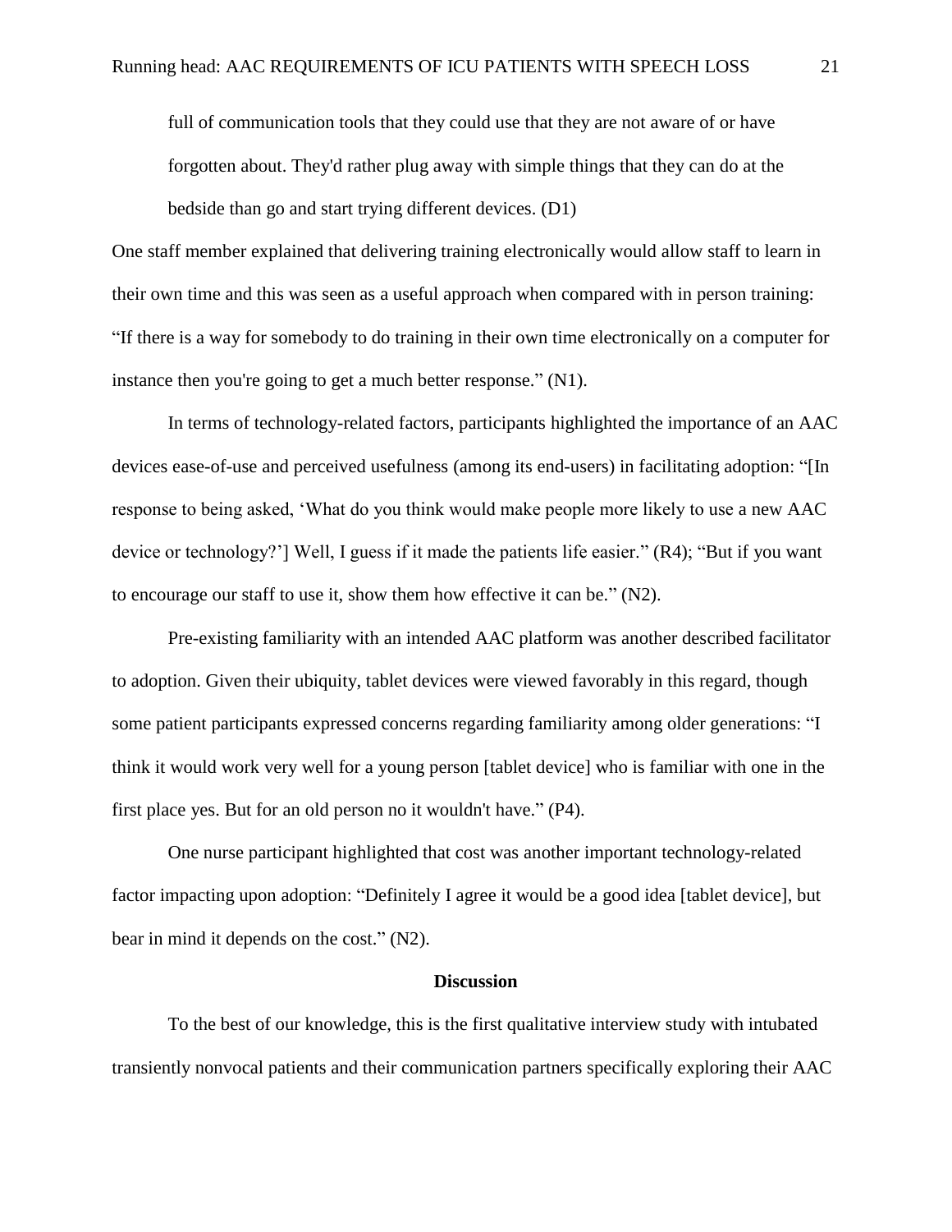full of communication tools that they could use that they are not aware of or have forgotten about. They'd rather plug away with simple things that they can do at the bedside than go and start trying different devices. (D1)

One staff member explained that delivering training electronically would allow staff to learn in their own time and this was seen as a useful approach when compared with in person training: "If there is a way for somebody to do training in their own time electronically on a computer for instance then you're going to get a much better response." (N1).

In terms of technology-related factors, participants highlighted the importance of an AAC devices ease-of-use and perceived usefulness (among its end-users) in facilitating adoption: "[In response to being asked, 'What do you think would make people more likely to use a new AAC device or technology?'] Well, I guess if it made the patients life easier." (R4); "But if you want to encourage our staff to use it, show them how effective it can be." (N2).

Pre-existing familiarity with an intended AAC platform was another described facilitator to adoption. Given their ubiquity, tablet devices were viewed favorably in this regard, though some patient participants expressed concerns regarding familiarity among older generations: "I think it would work very well for a young person [tablet device] who is familiar with one in the first place yes. But for an old person no it wouldn't have." (P4).

One nurse participant highlighted that cost was another important technology-related factor impacting upon adoption: "Definitely I agree it would be a good idea [tablet device], but bear in mind it depends on the cost." (N2).

## Discussion

To the best of our knowledge, this is the first qualitative interview study with intubated transiently nonvocal patients and their communication partners specifically exploring their AAC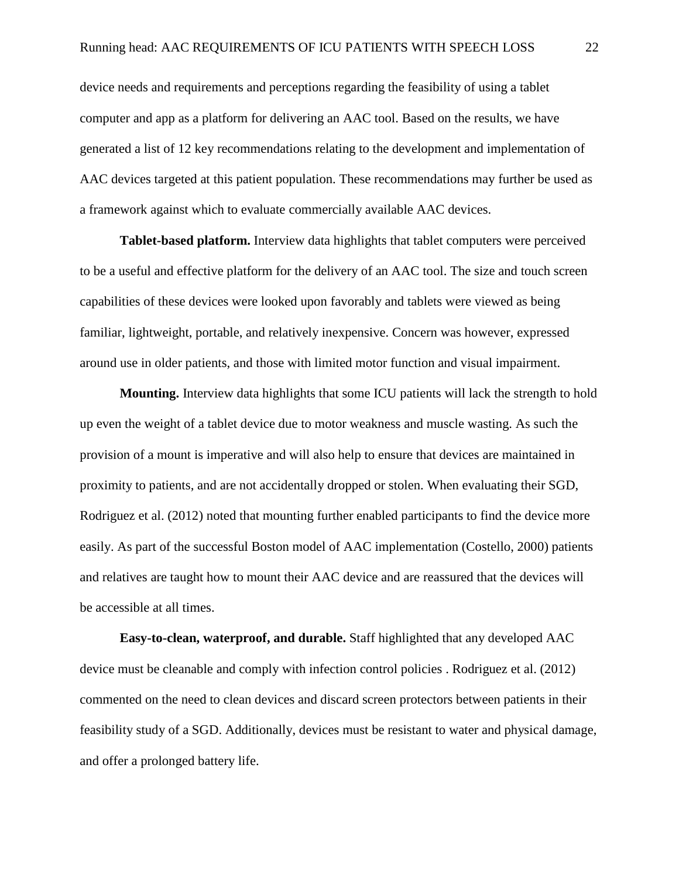device needs and requirements and perceptions regarding the feasibility of using a tablet computer and app as a platform for delivering an AAC tool. Based on the results, we have generated a list of 12 key recommendations relating to the development and implementation of AAC devices targeted at this patient population. These recommendations may further be used as a framework against which to evaluate commercially available AAC devices.

**Tablet-based platform.** Interview data highlights that tablet computers were perceived to be a useful and effective platform for the delivery of an AAC tool. The size and touch screen capabilities of these devices were looked upon favorably and tablets were viewed as being familiar, lightweight, portable, and relatively inexpensive. Concern was however, expressed around use in older patients, and those with limited motor function and visual impairment.

**Mounting.** Interview data highlights that some ICU patients will lack the strength to hold up even the weight of a tablet device due to motor weakness and muscle wasting. As such the provision of a mount is imperative and will also help to ensure that devices are maintained in proximity to patients, and are not accidentally dropped or stolen. When evaluating their SGD, Rodriguez et al. (2012) noted that mounting further enabled participants to find the device more easily. As part of the successful Boston model of AAC implementation (Costello, 2000) patients and relatives are taught how to mount their AAC device and are reassured that the devices will be accessible at all times.

**Easy-to-clean, waterproof, and durable.** Staff highlighted that any developed AAC device must be cleanable and comply with infection control policies . Rodriguez et al. (2012) commented on the need to clean devices and discard screen protectors between patients in their feasibility study of a SGD. Additionally, devices must be resistant to water and physical damage, and offer a prolonged battery life.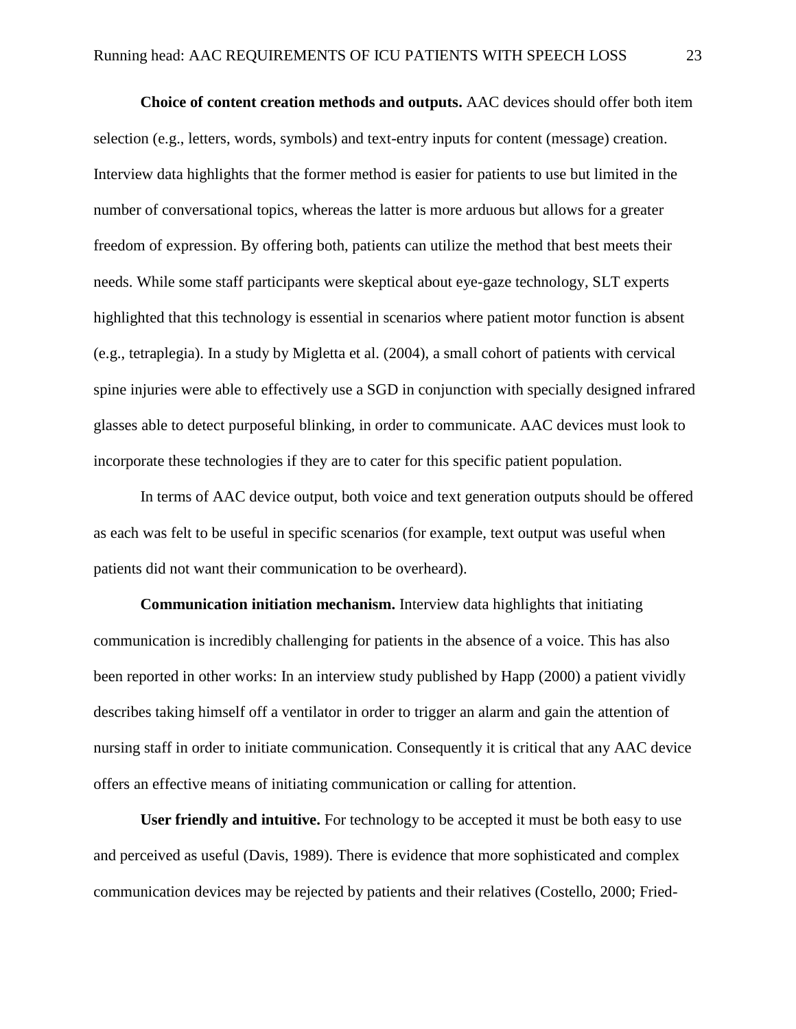**Choice of content creation methods and outputs.** AAC devices should offer both item selection (e.g., letters, words, symbols) and text-entry inputs for content (message) creation. Interview data highlights that the former method is easier for patients to use but limited in the number of conversational topics, whereas the latter is more arduous but allows for a greater freedom of expression. By offering both, patients can utilize the method that best meets their needs. While some staff participants were skeptical about eye-gaze technology, SLT experts highlighted that this technology is essential in scenarios where patient motor function is absent (e.g., tetraplegia). In a study by Migletta et al. (2004), a small cohort of patients with cervical spine injuries were able to effectively use a SGD in conjunction with specially designed infrared glasses able to detect purposeful blinking, in order to communicate. AAC devices must look to incorporate these technologies if they are to cater for this specific patient population.

In terms of AAC device output, both voice and text generation outputs should be offered as each was felt to be useful in specific scenarios (for example, text output was useful when patients did not want their communication to be overheard).

**Communication initiation mechanism.** Interview data highlights that initiating communication is incredibly challenging for patients in the absence of a voice. This has also been reported in other works: In an interview study published by Happ (2000) a patient vividly describes taking himself off a ventilator in order to trigger an alarm and gain the attention of nursing staff in order to initiate communication. Consequently it is critical that any AAC device offers an effective means of initiating communication or calling for attention.

**User friendly and intuitive.** For technology to be accepted it must be both easy to use and perceived as useful (Davis, 1989). There is evidence that more sophisticated and complex communication devices may be rejected by patients and their relatives (Costello, 2000; Fried-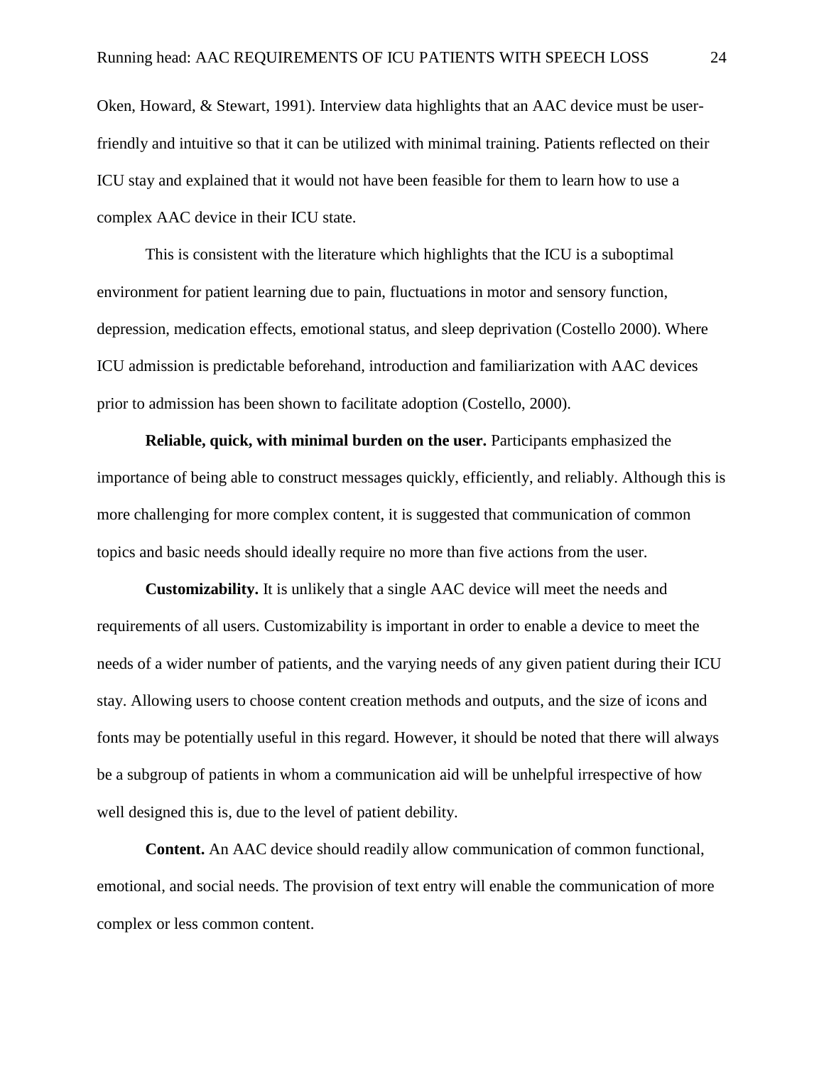Oken, Howard, & Stewart, 1991). Interview data highlights that an AAC device must be user-friendly and intuitive so that it can be utilized with minimal training. Patients reflected on their ICU stay and explained that it would not have been feasible for them to learn how to use a complex AAC device in their ICU state.

This is consistent with the literature which highlights that the ICU is a suboptimal environment for patient learning due to pain, fluctuations in motor and sensory function, depression, medication effects, emotional status, and sleep deprivation (Costello 2000). Where ICU admission is predictable beforehand, introduction and familiarization with AAC devices prior to admission has been shown to facilitate adoption (Costello, 2000).

**Reliable, quick, with minimal burden on the user.** Participants emphasized the importance of being able to construct messages quickly, efficiently, and reliably. Although this is more challenging for more complex content, it is suggested that communication of common topics and basic needs should ideally require no more than five actions from the user.

**Customizability.** It is unlikely that a single AAC device will meet the needs and requirements of all users. Customizability is important in order to enable a device to meet the needs of a wider number of patients, and the varying needs of any given patient during their ICU stay. Allowing users to choose content creation methods and outputs, and the size of icons and fonts may be potentially useful in this regard. However, it should be noted that there will always be a subgroup of patients in whom a communication aid will be unhelpful irrespective of how well designed this is, due to the level of patient debility.

**Content.** An AAC device should readily allow communication of common functional, emotional, and social needs. The provision of text entry will enable the communication of more complex or less common content.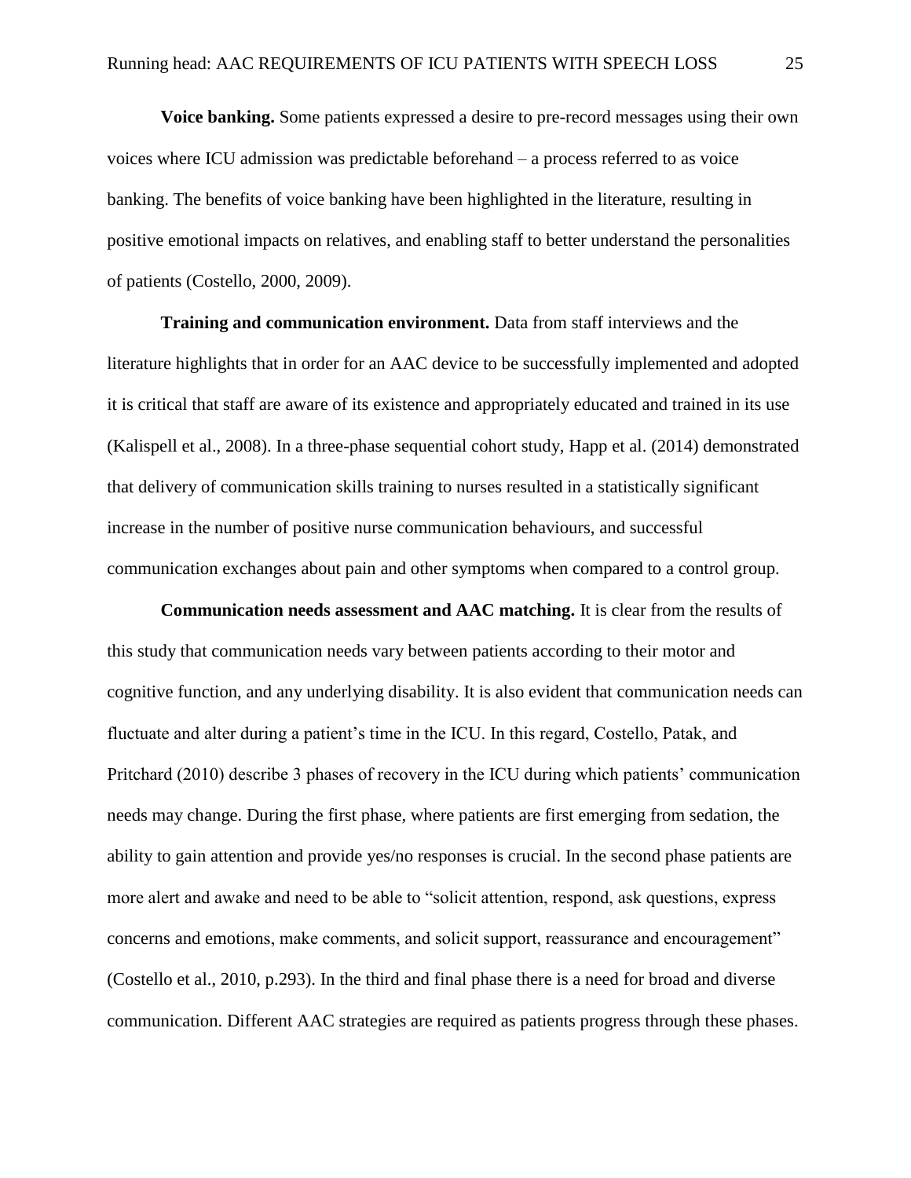**Voice banking.** Some patients expressed a desire to pre-record messages using their own voices where ICU admission was predictable beforehand – a process referred to as voice banking. The benefits of voice banking have been highlighted in the literature, resulting in positive emotional impacts on relatives, and enabling staff to better understand the personalities of patients (Costello, 2000, 2009).

**Training and communication environment.** Data from staff interviews and the literature highlights that in order for an AAC device to be successfully implemented and adopted it is critical that staff are aware of its existence and appropriately educated and trained in its use (Kalispell et al., 2008). In a three-phase sequential cohort study, Happ et al. (2014) demonstrated that delivery of communication skills training to nurses resulted in a statistically significant increase in the number of positive nurse communication behaviours, and successful communication exchanges about pain and other symptoms when compared to a control group.

**Communication needs assessment and AAC matching.** It is clear from the results of this study that communication needs vary between patients according to their motor and cognitive function, and any underlying disability. It is also evident that communication needs can fluctuate and alter during a patient's time in the ICU. In this regard, Costello, Patak, and Pritchard (2010) describe 3 phases of recovery in the ICU during which patients' communication needs may change. During the first phase, where patients are first emerging from sedation, the ability to gain attention and provide yes/no responses is crucial. In the second phase patients are more alert and awake and need to be able to "solicit attention, respond, ask questions, express concerns and emotions, make comments, and solicit support, reassurance and encouragement" (Costello et al., 2010, p.293). In the third and final phase there is a need for broad and diverse communication. Different AAC strategies are required as patients progress through these phases.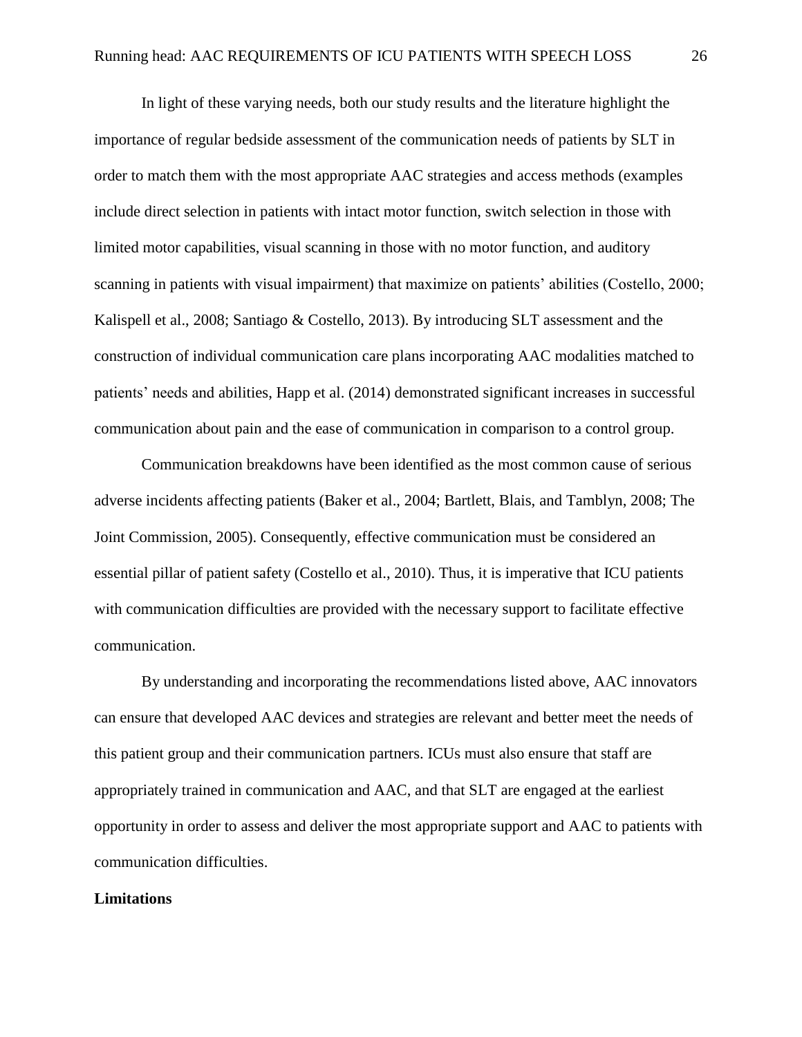In light of these varying needs, both our study results and the literature highlight the importance of regular bedside assessment of the communication needs of patients by SLT in order to match them with the most appropriate AAC strategies and access methods (examples include direct selection in patients with intact motor function, switch selection in those with limited motor capabilities, visual scanning in those with no motor function, and auditory scanning in patients with visual impairment) that maximize on patients' abilities (Costello, 2000; Kalispell et al., 2008; Santiago & Costello, 2013). By introducing SLT assessment and the construction of individual communication care plans incorporating AAC modalities matched to patients' needs and abilities, Happ et al. (2014) demonstrated significant increases in successful communication about pain and the ease of communication in comparison to a control group.

Communication breakdowns have been identified as the most common cause of serious adverse incidents affecting patients (Baker et al., 2004; Bartlett, Blais, and Tamblyn, 2008; The Joint Commission, 2005). Consequently, effective communication must be considered an essential pillar of patient safety (Costello et al., 2010). Thus, it is imperative that ICU patients with communication difficulties are provided with the necessary support to facilitate effective communication.

By understanding and incorporating the recommendations listed above, AAC innovators can ensure that developed AAC devices and strategies are relevant and better meet the needs of this patient group and their communication partners. ICUs must also ensure that staff are appropriately trained in communication and AAC, and that SLT are engaged at the earliest opportunity in order to assess and deliver the most appropriate support and AAC to patients with communication difficulties.

**Limitations**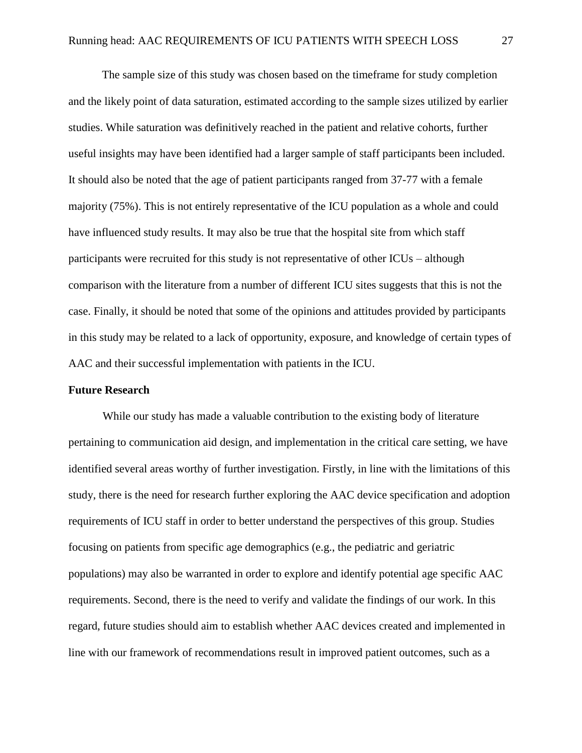The sample size of this study was chosen based on the timeframe for study completion and the likely point of data saturation, estimated according to the sample sizes utilized by earlier studies. While saturation was definitively reached in the patient and relative cohorts, further useful insights may have been identified had a larger sample of staff participants been included. It should also be noted that the age of patient participants ranged from 37-77 with a female majority (75%). This is not entirely representative of the ICU population as a whole and could have influenced study results. It may also be true that the hospital site from which staff participants were recruited for this study is not representative of other ICUs – although comparison with the literature from a number of different ICU sites suggests that this is not the case. Finally, it should be noted that some of the opinions and attitudes provided by participants in this study may be related to a lack of opportunity, exposure, and knowledge of certain types of AAC and their successful implementation with patients in the ICU.

**Future Research**

While our study has made a valuable contribution to the existing body of literature pertaining to communication aid design, and implementation in the critical care setting, we have identified several areas worthy of further investigation. Firstly, in line with the limitations of this study, there is the need for research further exploring the AAC device specification and adoption requirements of ICU staff in order to better understand the perspectives of this group. Studies focusing on patients from specific age demographics (e.g., the pediatric and geriatric populations) may also be warranted in order to explore and identify potential age specific AAC requirements. Second, there is the need to verify and validate the findings of our work. In this regard, future studies should aim to establish whether AAC devices created and implemented in line with our framework of recommendations result in improved patient outcomes, such as a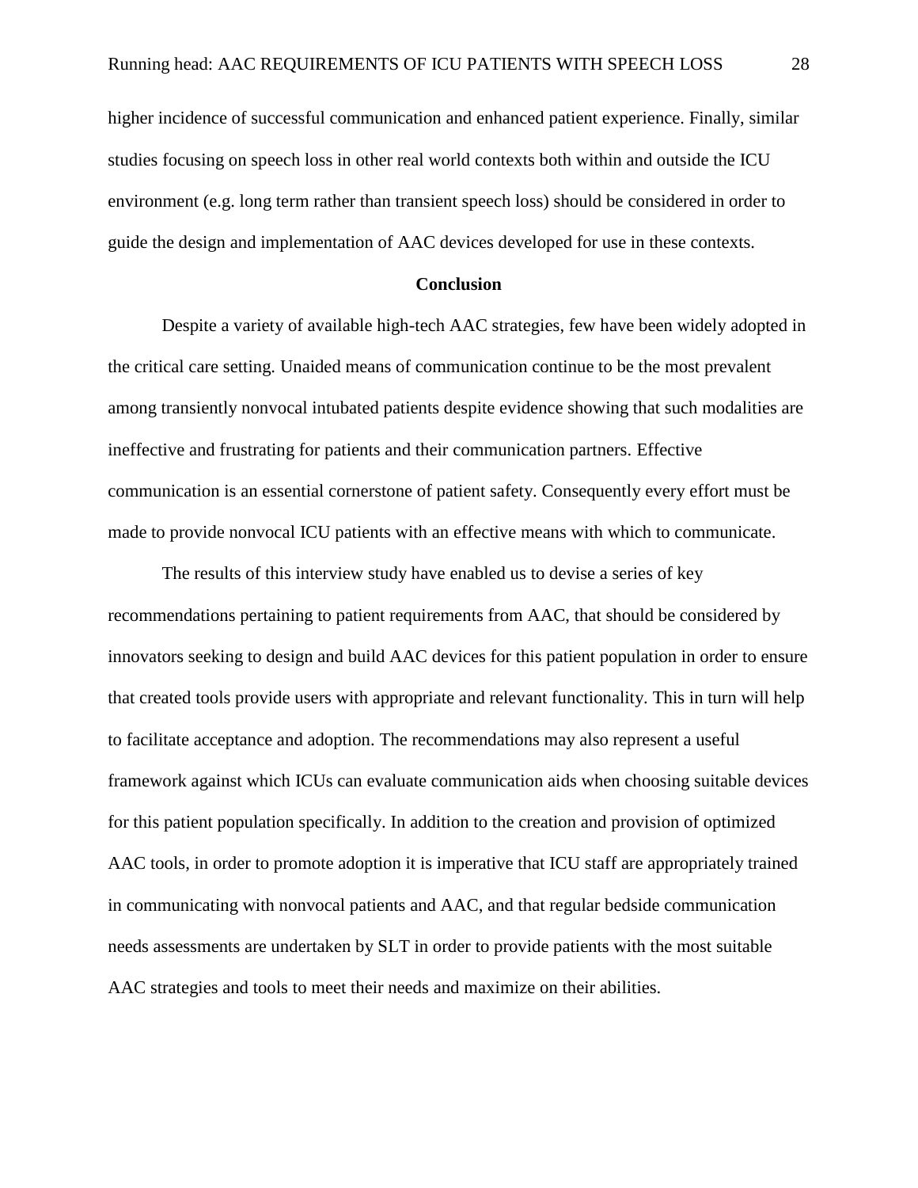higher incidence of successful communication and enhanced patient experience. Finally, similar studies focusing on speech loss in other real world contexts both within and outside the ICU environment (e.g. long term rather than transient speech loss) should be considered in order to guide the design and implementation of AAC devices developed for use in these contexts.

## Conclusion

Despite a variety of available high-tech AAC strategies, few have been widely adopted in the critical care setting. Unaided means of communication continue to be the most prevalent among transiently nonvocal intubated patients despite evidence showing that such modalities are ineffective and frustrating for patients and their communication partners. Effective communication is an essential cornerstone of patient safety. Consequently every effort must be made to provide nonvocal ICU patients with an effective means with which to communicate.

The results of this interview study have enabled us to devise a series of key recommendations pertaining to patient requirements from AAC, that should be considered by innovators seeking to design and build AAC devices for this patient population in order to ensure that created tools provide users with appropriate and relevant functionality. This in turn will help to facilitate acceptance and adoption. The recommendations may also represent a useful framework against which ICUs can evaluate communication aids when choosing suitable devices for this patient population specifically. In addition to the creation and provision of optimized AAC tools, in order to promote adoption it is imperative that ICU staff are appropriately trained in communicating with nonvocal patients and AAC, and that regular bedside communication needs assessments are undertaken by SLT in order to provide patients with the most suitable AAC strategies and tools to meet their needs and maximize on their abilities.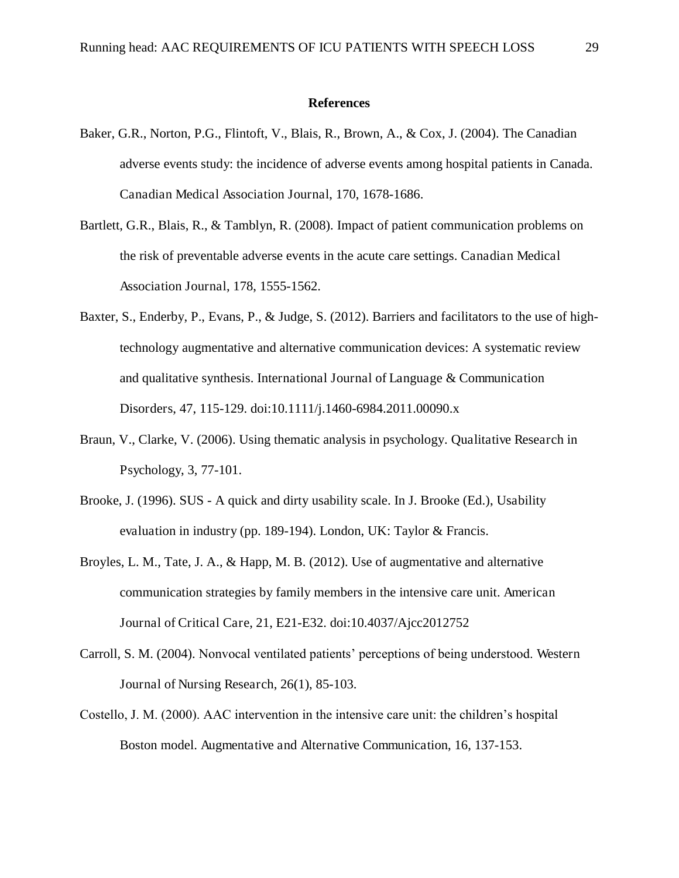## References

Baker, G.R., Norton, P.G., Flintoft, V., Blais, R., Brown, A., & Cox, J. (2004). The Canadian adverse events study: the incidence of adverse events among hospital patients in Canada. Canadian Medical Association Journal, 170, 1678-1686.

Bartlett, G.R., Blais, R., & Tamblyn, R. (2008). Impact of patient communication problems on the risk of preventable adverse events in the acute care settings. Canadian Medical Association Journal, 178, 1555-1562.

Baxter, S., Enderby, P., Evans, P., & Judge, S. (2012). Barriers and facilitators to the use of high-technology augmentative and alternative communication devices: A systematic review and qualitative synthesis. International Journal of Language & Communication Disorders, 47, 115-129. doi:10.1111/j.1460-6984.2011.00090.x

Braun, V., Clarke, V. (2006). Using thematic analysis in psychology. Qualitative Research in Psychology, 3, 77-101.

Brooke, J. (1996). SUS - A quick and dirty usability scale. In J. Brooke (Ed.), Usability evaluation in industry (pp. 189-194). London, UK: Taylor & Francis.

Broyles, L. M., Tate, J. A., & Happ, M. B. (2012). Use of augmentative and alternative communication strategies by family members in the intensive care unit. American Journal of Critical Care, 21, E21-E32. doi:10.4037/Ajcc2012752

Carroll, S. M. (2004). Nonvocal ventilated patients' perceptions of being understood. Western Journal of Nursing Research, 26(1), 85-103.

Costello, J. M. (2000). AAC intervention in the intensive care unit: the children's hospital Boston model. Augmentative and Alternative Communication, 16, 137-153.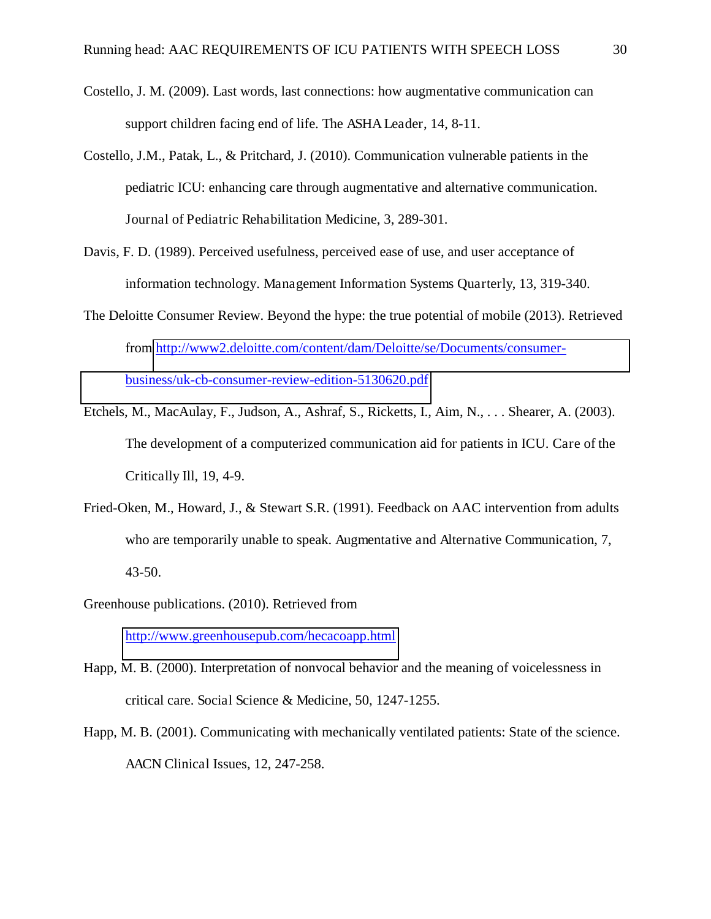Costello, J. M. (2009). Last words, last connections: how augmentative communication can support children facing end of life. *The ASHA Leader*, 14, 8-11.

Costello, J.M., Patak, L., & Pritchard, J. (2010). Communication vulnerable patients in the pediatric ICU: enhancing care through augmentative and alternative communication. *Journal of Pediatric Rehabilitation Medicine*, 3, 289-301.

Davis, F. D. (1989). Perceived usefulness, perceived ease of use, and user acceptance of information technology. *Management Information Systems Quarterly*, 13, 319-340.

The Deloitte Consumer Review. Beyond the hype: the true potential of mobile (2013). Retrieved from http://www2.deloitte.com/content/dam/Deloitte/se/Documents/consumer-business/uk-cb-consumer-review-edition-5130620.pdf

Etchels, M., MacAulay, F., Judson, A., Ashraf, S., Ricketts, I., Aim, N., . . . Shearer, A. (2003). The development of a computerized communication aid for patients in ICU. *Care of the Critically Ill*, 19, 4-9.

Fried-Oken, M., Howard, J., & Stewart S.R. (1991). Feedback on AAC intervention from adults who are temporarily unable to speak. *Augmentative and Alternative Communication*, 7, 43-50.

Greenhouse publications. (2010). Retrieved from http://www.greenhousepub.com/hecacoapp.html

Happ, M. B. (2000). Interpretation of nonvocal behavior and the meaning of voicelessness in critical care. *Social Science & Medicine*, 50, 1247-1255.

Happ, M. B. (2001). Communicating with mechanically ventilated patients: State of the science. *AACN Clinical Issues*, 12, 247-258.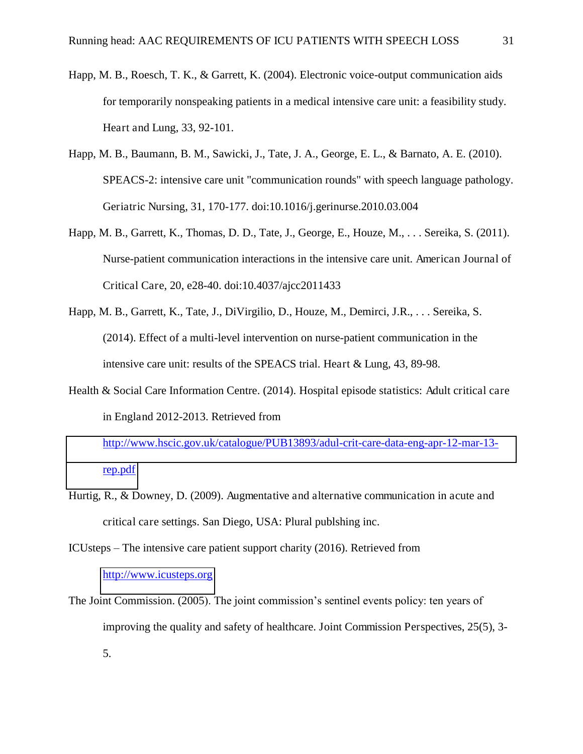Happ, M. B., Roesch, T. K., & Garrett, K. (2004). Electronic voice-output communication aids for temporarily nonspeaking patients in a medical intensive care unit: a feasibility study. Heart and Lung, 33, 92-101.

Happ, M. B., Baumann, B. M., Sawicki, J., Tate, J. A., George, E. L., & Barnato, A. E. (2010). SPEACS-2: intensive care unit "communication rounds" with speech language pathology. Geriatric Nursing, 31, 170-177. doi:10.1016/j.gerinurse.2010.03.004

Happ, M. B., Garrett, K., Thomas, D. D., Tate, J., George, E., Houze, M., . . . Sereika, S. (2011). Nurse-patient communication interactions in the intensive care unit. American Journal of Critical Care, 20, e28-40. doi:10.4037/ajcc2011433

Happ, M. B., Garrett, K., Tate, J., DiVirgilio, D., Houze, M., Demirci, J.R., . . . Sereika, S. (2014). Effect of a multi-level intervention on nurse-patient communication in the intensive care unit: results of the SPEACS trial. Heart & Lung, 43, 89-98.

Health & Social Care Information Centre. (2014). Hospital episode statistics: Adult critical care in England 2012-2013. Retrieved from http://www.hscic.gov.uk/catalogue/PUB13893/adul-crit-care-data-eng-apr-12-mar-13-rep.pdf

Hurtig, R., & Downey, D. (2009). Augmentative and alternative communication in acute and critical care settings. San Diego, USA: Plural publshing inc.

ICUsteps – The intensive care patient support charity (2016). Retrieved from http://www.icusteps.org

The Joint Commission. (2005). The joint commission’s sentinel events policy: ten years of improving the quality and safety of healthcare. Joint Commission Perspectives, 25(5), 3-5.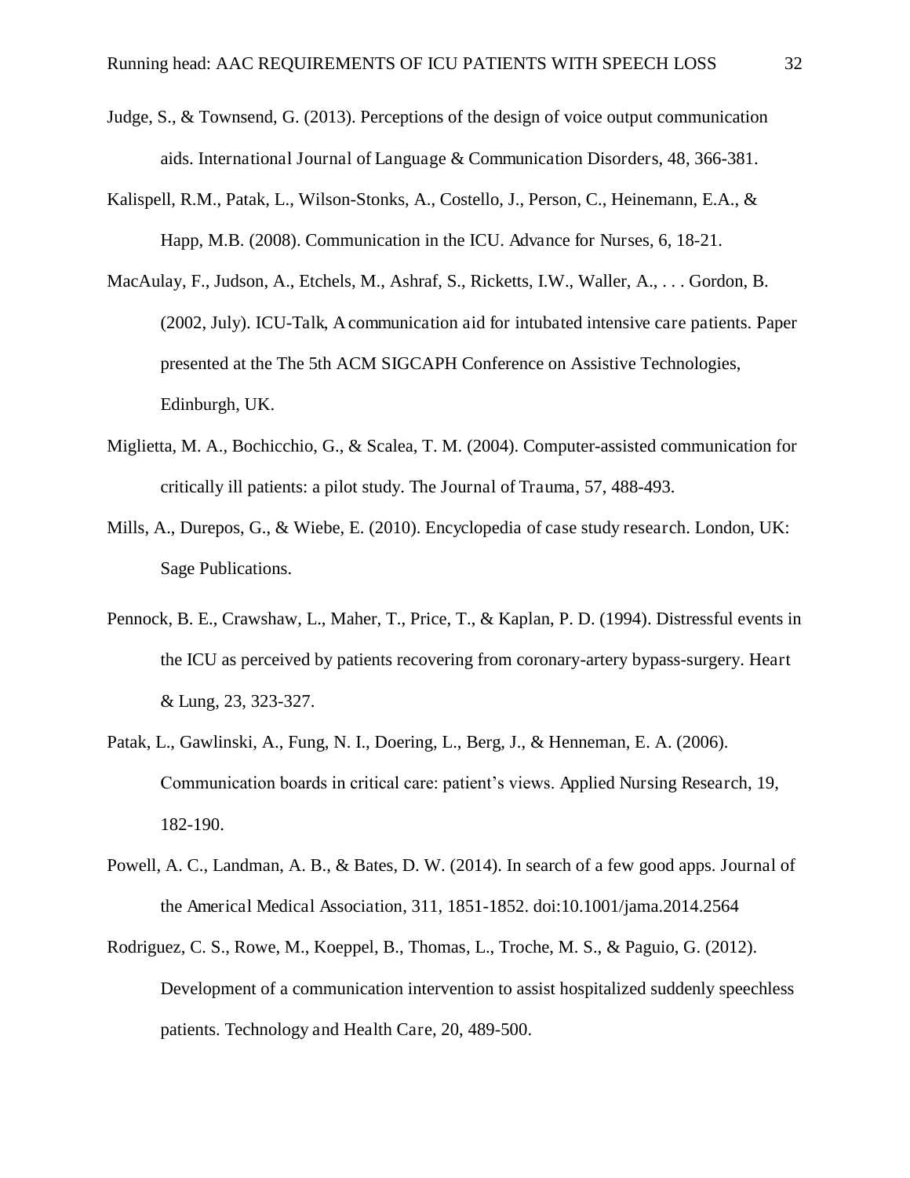Judge, S., & Townsend, G. (2013). Perceptions of the design of voice output communication aids. International Journal of Language & Communication Disorders, 48, 366-381.

Kalispell, R.M., Patak, L., Wilson-Stonks, A., Costello, J., Person, C., Heinemann, E.A., & Happ, M.B. (2008). Communication in the ICU. Advance for Nurses, 6, 18-21.

MacAulay, F., Judson, A., Etchels, M., Ashraf, S., Ricketts, I.W., Waller, A., . . . Gordon, B. (2002, July). ICU-Talk, A communication aid for intubated intensive care patients. Paper presented at the The 5th ACM SIGCAPH Conference on Assistive Technologies, Edinburgh, UK.

Miglietta, M. A., Bochicchio, G., & Scalea, T. M. (2004). Computer-assisted communication for critically ill patients: a pilot study. The Journal of Trauma, 57, 488-493.

Mills, A., Durepos, G., & Wiebe, E. (2010). Encyclopedia of case study research. London, UK: Sage Publications.

Pennock, B. E., Crawshaw, L., Maher, T., Price, T., & Kaplan, P. D. (1994). Distressful events in the ICU as perceived by patients recovering from coronary-artery bypass-surgery. Heart & Lung, 23, 323-327.

Patak, L., Gawlinski, A., Fung, N. I., Doering, L., Berg, J., & Henneman, E. A. (2006). Communication boards in critical care: patient's views. Applied Nursing Research, 19, 182-190.

Powell, A. C., Landman, A. B., & Bates, D. W. (2014). In search of a few good apps. Journal of the Americal Medical Association, 311, 1851-1852. doi:10.1001/jama.2014.2564

Rodriguez, C. S., Rowe, M., Koeppel, B., Thomas, L., Troche, M. S., & Paguio, G. (2012). Development of a communication intervention to assist hospitalized suddenly speechless patients. Technology and Health Care, 20, 489-500.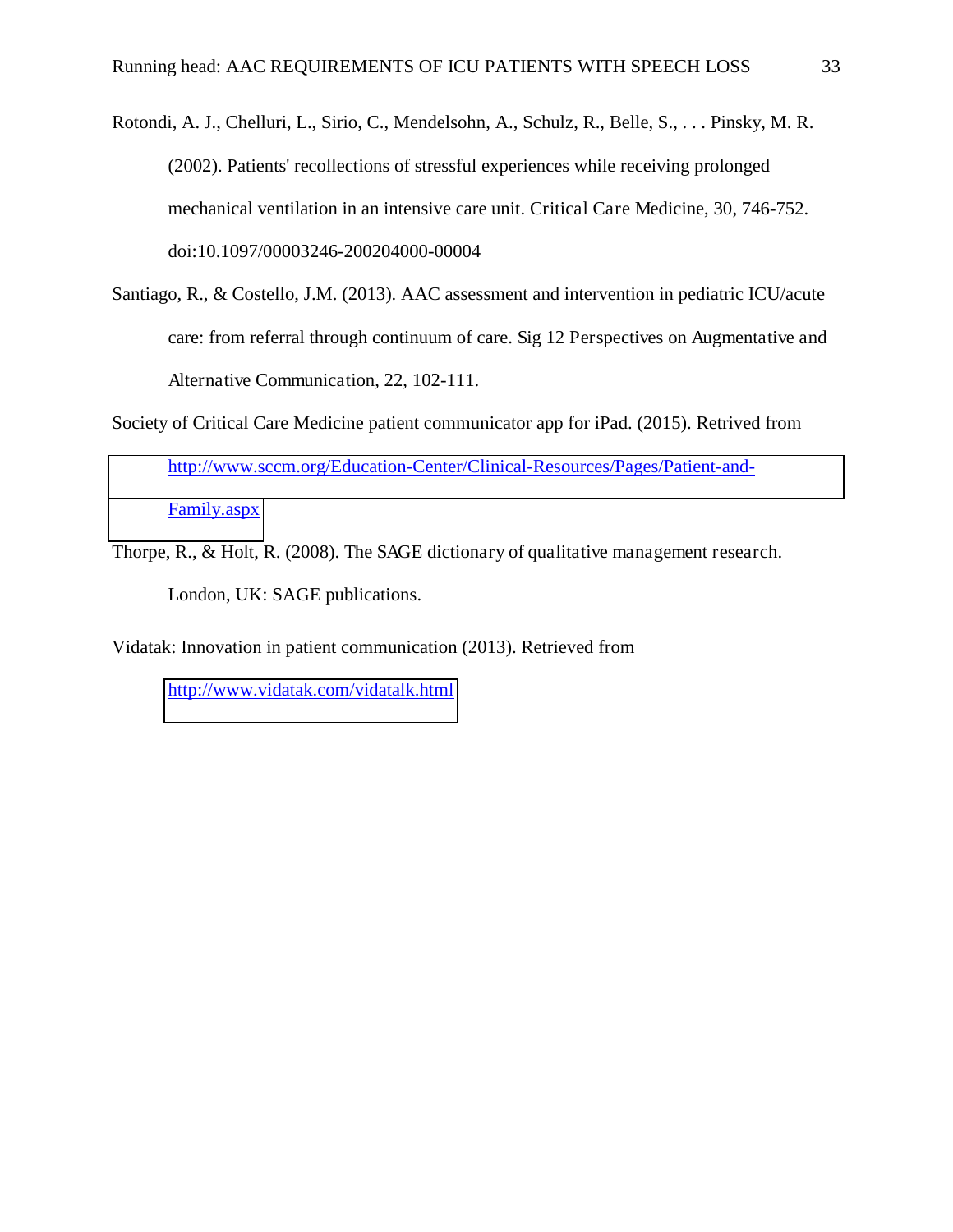Rotondi, A. J., Chelluri, L., Sirio, C., Mendelsohn, A., Schulz, R., Belle, S., . . . Pinsky, M. R. (2002). Patients' recollections of stressful experiences while receiving prolonged mechanical ventilation in an intensive care unit. Critical Care Medicine, 30, 746-752. doi:10.1097/00003246-200204000-00004

Santiago, R., & Costello, J.M. (2013). AAC assessment and intervention in pediatric ICU/acute care: from referral through continuum of care. Sig 12 Perspectives on Augmentative and Alternative Communication, 22, 102-111.

Society of Critical Care Medicine patient communicator app for iPad. (2015). Retrived from http://www.sccm.org/Education-Center/Clinical-Resources/Pages/Patient-and-Family.aspx

Thorpe, R., & Holt, R. (2008). The SAGE dictionary of qualitative management research. London, UK: SAGE publications.

Vidatak: Innovation in patient communication (2013). Retrieved from http://www.vidatak.com/vidatalk.html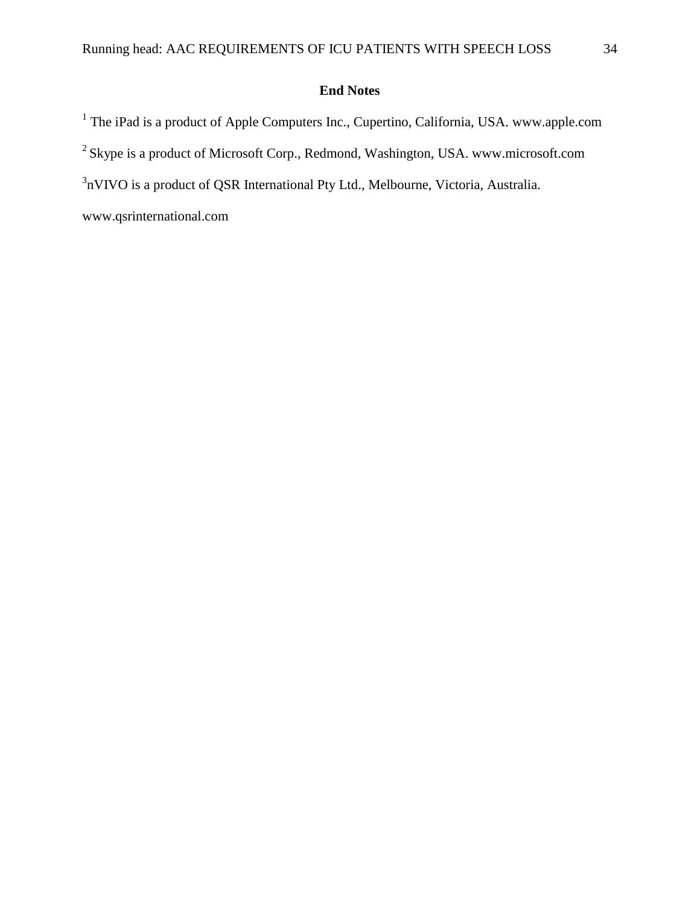## End Notes

[1] The iPad is a product of Apple Computers Inc., Cupertino, California, USA. www.apple.com

[2] Skype is a product of Microsoft Corp., Redmond, Washington, USA. www.microsoft.com

[3]nVIVO is a product of QSR International Pty Ltd., Melbourne, Victoria, Australia. www.qsrinternational.com